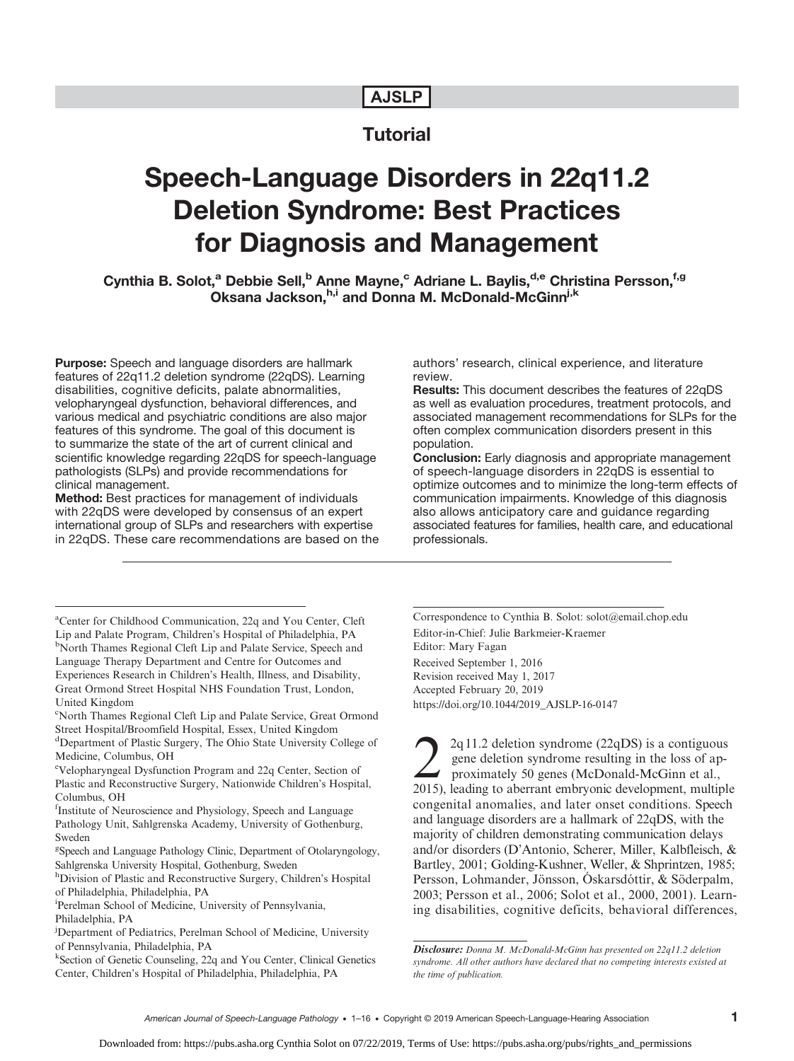AJSLP

**Tutorial**

# Speech-Language Disorders in 22q11.2 Deletion Syndrome: Best Practices for Diagnosis and Management

**Cynthia B. Solot,[a] Debbie Sell,[b] Anne Mayne,[c] Adriane L. Baylis,[d,e] Christina Persson,[f,g] Oksana Jackson,[h,i] and Donna M. McDonald-McGinn[j,k]**

**Purpose:** Speech and language disorders are hallmark features of 22q11.2 deletion syndrome (22qDS). Learning disabilities, cognitive deficits, palate abnormalities, velopharyngeal dysfunction, behavioral differences, and various medical and psychiatric conditions are also major features of this syndrome. The goal of this document is to summarize the state of the art of current clinical and scientific knowledge regarding 22qDS for speech-language pathologists (SLPs) and provide recommendations for clinical management.

**Method:** Best practices for management of individuals with 22qDS were developed by consensus of an expert international group of SLPs and researchers with expertise in 22qDS. These care recommendations are based on the authors' research, clinical experience, and literature review.

**Results:** This document describes the features of 22qDS as well as evaluation procedures, treatment protocols, and associated management recommendations for SLPs for the often complex communication disorders present in this population.

**Conclusion:** Early diagnosis and appropriate management of speech-language disorders in 22qDS is essential to optimize outcomes and to minimize the long-term effects of communication impairments. Knowledge of this diagnosis also allows anticipatory care and guidance regarding associated features for families, health care, and educational professionals.

[a]Center for Childhood Communication, 22q and You Center, Cleft Lip and Palate Program, Children's Hospital of Philadelphia, PA
[b]North Thames Regional Cleft Lip and Palate Service, Speech and Language Therapy Department and Centre for Outcomes and Experiences Research in Children's Health, Illness, and Disability, Great Ormond Street Hospital NHS Foundation Trust, London, United Kingdom
[c]North Thames Regional Cleft Lip and Palate Service, Great Ormond Street Hospital/Broomfield Hospital, Essex, United Kingdom
[d]Department of Plastic Surgery, The Ohio State University College of Medicine, Columbus, OH
[e]Velopharyngeal Dysfunction Program and 22q Center, Section of Plastic and Reconstructive Surgery, Nationwide Children's Hospital, Columbus, OH
[f]Institute of Neuroscience and Physiology, Speech and Language Pathology Unit, Sahlgrenska Academy, University of Gothenburg, Sweden
[g]Speech and Language Pathology Clinic, Department of Otolaryngology, Sahlgrenska University Hospital, Gothenburg, Sweden
[h]Division of Plastic and Reconstructive Surgery, Children's Hospital of Philadelphia, Philadelphia, PA
[i]Perelman School of Medicine, University of Pennsylvania, Philadelphia, PA
[j]Department of Pediatrics, Perelman School of Medicine, University of Pennsylvania, Philadelphia, PA
[k]Section of Genetic Counseling, 22q and You Center, Clinical Genetics Center, Children's Hospital of Philadelphia, Philadelphia, PA

Correspondence to Cynthia B. Solot: solot@email.chop.edu
Editor-in-Chief: Julie Barkmeier-Kraemer
Editor: Mary Fagan
Received September 1, 2016
Revision received May 1, 2017
Accepted February 20, 2019
https://doi.org/10.1044/2019_AJSLP-16-0147

22q11.2 deletion syndrome (22qDS) is a contiguous gene deletion syndrome resulting in the loss of approximately 50 genes (McDonald-McGinn et al., 2015), leading to aberrant embryonic development, multiple congenital anomalies, and later onset conditions. Speech and language disorders are a hallmark of 22qDS, with the majority of children demonstrating communication delays and/or disorders (D'Antonio, Scherer, Miller, Kalbfleisch, & Bartley, 2001; Golding-Kushner, Weller, & Shprintzen, 1985; Persson, Lohmander, Jönsson, Óskarsdóttir, & Söderpalm, 2003; Persson et al., 2006; Solot et al., 2000, 2001). Learning disabilities, cognitive deficits, behavioral differences,

*Disclosure: Donna M. McDonald-McGinn has presented on 22q11.2 deletion syndrome. All other authors have declared that no competing interests existed at the time of publication.*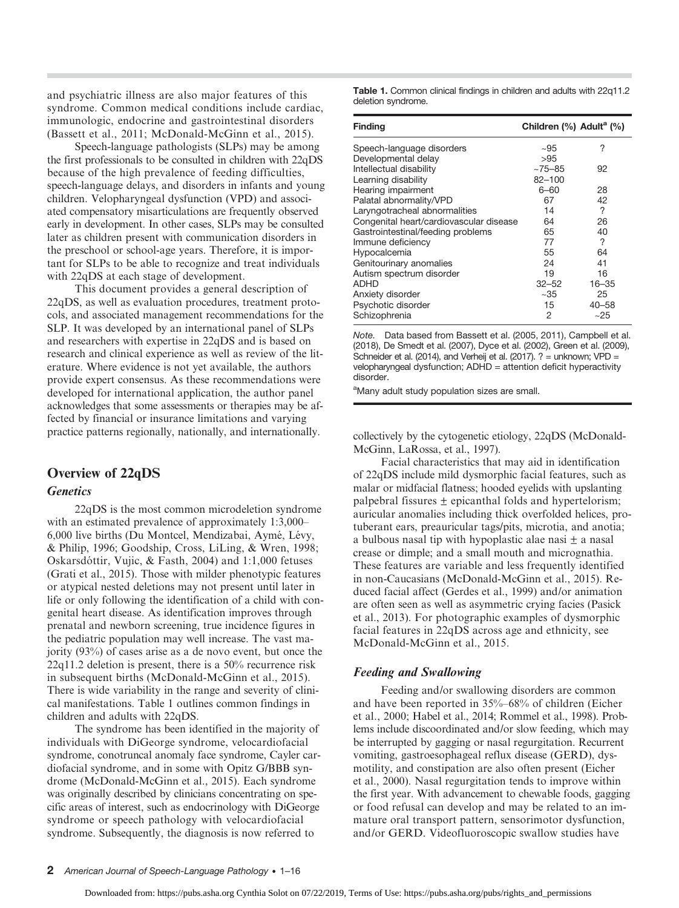and psychiatric illness are also major features of this syndrome. Common medical conditions include cardiac, immunologic, endocrine and gastrointestinal disorders (Bassett et al., 2011; McDonald-McGinn et al., 2015).

Speech-language pathologists (SLPs) may be among the first professionals to be consulted in children with 22qDS because of the high prevalence of feeding difficulties, speech-language delays, and disorders in infants and young children. Velopharyngeal dysfunction (VPD) and associated compensatory misarticulations are frequently observed early in development. In other cases, SLPs may be consulted later as children present with communication disorders in the preschool or school-age years. Therefore, it is important for SLPs to be able to recognize and treat individuals with 22qDS at each stage of development.

This document provides a general description of 22qDS, as well as evaluation procedures, treatment protocols, and associated management recommendations for the SLP. It was developed by an international panel of SLPs and researchers with expertise in 22qDS and is based on research and clinical experience as well as review of the literature. Where evidence is not yet available, the authors provide expert consensus. As these recommendations were developed for international application, the author panel acknowledges that some assessments or therapies may be affected by financial or insurance limitations and varying practice patterns regionally, nationally, and internationally.

**Table 1.** Common clinical findings in children and adults with 22q11.2 deletion syndrome.

| Finding | Children (%) | Adult[a] (%) |
|---|---|---|
| Speech-language disorders | ~95 | ? |
| Developmental delay | >95 | |
| Intellectual disability | ~75–85 | 92 |
| Learning disability | 82–100 | |
| Hearing impairment | 6–60 | 28 |
| Palatal abnormality/VPD | 67 | 42 |
| Laryngotracheal abnormalities | 14 | ? |
| Congenital heart/cardiovascular disease | 64 | 26 |
| Gastrointestinal/feeding problems | 65 | 40 |
| Immune deficiency | 77 | ? |
| Hypocalcemia | 55 | 64 |
| Genitourinary anomalies | 24 | 41 |
| Autism spectrum disorder | 19 | 16 |
| ADHD | 32–52 | 16–35 |
| Anxiety disorder | ~35 | 25 |
| Psychotic disorder | 15 | 40–58 |
| Schizophrenia | 2 | ~25 |

*Note.* Data based from Bassett et al. (2005, 2011), Campbell et al. (2018), De Smedt et al. (2007), Dyce et al. (2002), Green et al. (2009), Schneider et al. (2014), and Verheij et al. (2017). ? = unknown; VPD = velopharyngeal dysfunction; ADHD = attention deficit hyperactivity disorder.

[a]Many adult study population sizes are small.

## Overview of 22qDS

### *Genetics*

22qDS is the most common microdeletion syndrome with an estimated prevalence of approximately 1:3,000–6,000 live births (Du Montcel, Mendizabai, Aymé, Lévy, & Philip, 1996; Goodship, Cross, LiLing, & Wren, 1998; Oskarsdóttir, Vujic, & Fasth, 2004) and 1:1,000 fetuses (Grati et al., 2015). Those with milder phenotypic features or atypical nested deletions may not present until later in life or only following the identification of a child with congenital heart disease. As identification improves through prenatal and newborn screening, true incidence figures in the pediatric population may well increase. The vast majority (93%) of cases arise as a de novo event, but once the 22q11.2 deletion is present, there is a 50% recurrence risk in subsequent births (McDonald-McGinn et al., 2015). There is wide variability in the range and severity of clinical manifestations. Table 1 outlines common findings in children and adults with 22qDS.

The syndrome has been identified in the majority of individuals with DiGeorge syndrome, velocardiofacial syndrome, conotruncal anomaly face syndrome, Cayler cardiofacial syndrome, and in some with Opitz G/BBB syndrome (McDonald-McGinn et al., 2015). Each syndrome was originally described by clinicians concentrating on specific areas of interest, such as endocrinology with DiGeorge syndrome or speech pathology with velocardiofacial syndrome. Subsequently, the diagnosis is now referred to collectively by the cytogenetic etiology, 22qDS (McDonald-McGinn, LaRossa, et al., 1997).

Facial characteristics that may aid in identification of 22qDS include mild dysmorphic facial features, such as malar or midfacial flatness; hooded eyelids with upslanting palpebral fissures ± epicanthal folds and hypertelorism; auricular anomalies including thick overfolded helices, protuberant ears, preauricular tags/pits, microtia, and anotia; a bulbous nasal tip with hypoplastic alae nasi ± a nasal crease or dimple; and a small mouth and micrognathia. These features are variable and less frequently identified in non-Caucasians (McDonald-McGinn et al., 2015). Reduced facial affect (Gerdes et al., 1999) and/or animation are often seen as well as asymmetric crying facies (Pasick et al., 2013). For photographic examples of dysmorphic facial features in 22qDS across age and ethnicity, see McDonald-McGinn et al., 2015.

### *Feeding and Swallowing*

Feeding and/or swallowing disorders are common and have been reported in 35%–68% of children (Eicher et al., 2000; Habel et al., 2014; Rommel et al., 1998). Problems include discoordinated and/or slow feeding, which may be interrupted by gagging or nasal regurgitation. Recurrent vomiting, gastroesophageal reflux disease (GERD), dysmotility, and constipation are also often present (Eicher et al., 2000). Nasal regurgitation tends to improve within the first year. With advancement to chewable foods, gagging or food refusal can develop and may be related to an immature oral transport pattern, sensorimotor dysfunction, and/or GERD. Videofluoroscopic swallow studies have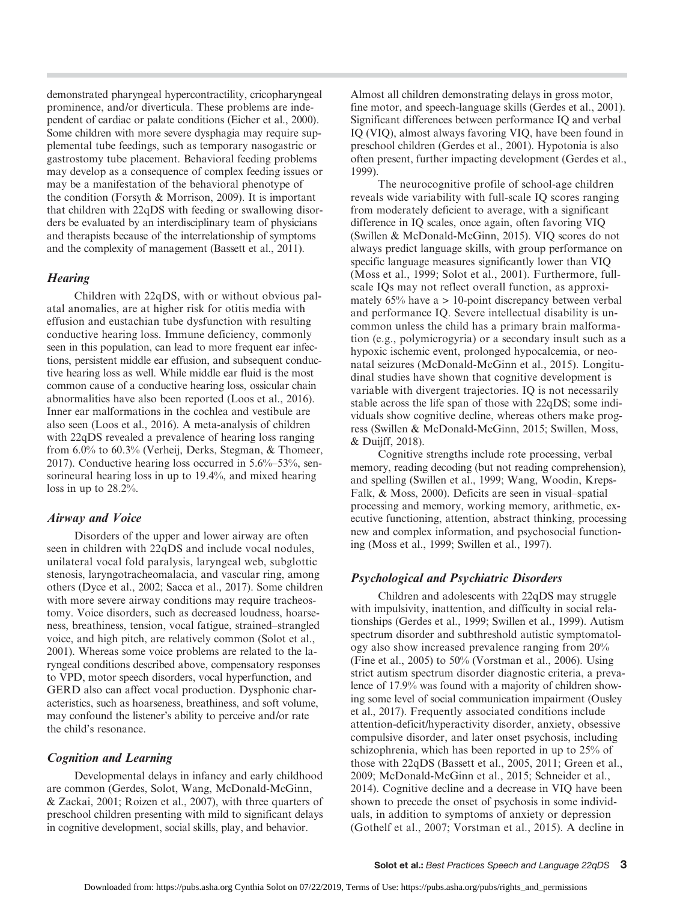demonstrated pharyngeal hypercontractility, cricopharyngeal prominence, and/or diverticula. These problems are independent of cardiac or palate conditions (Eicher et al., 2000). Some children with more severe dysphagia may require supplemental tube feedings, such as temporary nasogastric or gastrostomy tube placement. Behavioral feeding problems may develop as a consequence of complex feeding issues or may be a manifestation of the behavioral phenotype of the condition (Forsyth & Morrison, 2009). It is important that children with 22qDS with feeding or swallowing disorders be evaluated by an interdisciplinary team of physicians and therapists because of the interrelationship of symptoms and the complexity of management (Bassett et al., 2011).

### *Hearing*

Children with 22qDS, with or without obvious palatal anomalies, are at higher risk for otitis media with effusion and eustachian tube dysfunction with resulting conductive hearing loss. Immune deficiency, commonly seen in this population, can lead to more frequent ear infections, persistent middle ear effusion, and subsequent conductive hearing loss as well. While middle ear fluid is the most common cause of a conductive hearing loss, ossicular chain abnormalities have also been reported (Loos et al., 2016). Inner ear malformations in the cochlea and vestibule are also seen (Loos et al., 2016). A meta-analysis of children with 22qDS revealed a prevalence of hearing loss ranging from 6.0% to 60.3% (Verheij, Derks, Stegman, & Thomeer, 2017). Conductive hearing loss occurred in 5.6%–53%, sensorineural hearing loss in up to 19.4%, and mixed hearing loss in up to 28.2%.

### *Airway and Voice*

Disorders of the upper and lower airway are often seen in children with 22qDS and include vocal nodules, unilateral vocal fold paralysis, laryngeal web, subglottic stenosis, laryngotracheomalacia, and vascular ring, among others (Dyce et al., 2002; Sacca et al., 2017). Some children with more severe airway conditions may require tracheostomy. Voice disorders, such as decreased loudness, hoarseness, breathiness, tension, vocal fatigue, strained–strangled voice, and high pitch, are relatively common (Solot et al., 2001). Whereas some voice problems are related to the laryngeal conditions described above, compensatory responses to VPD, motor speech disorders, vocal hyperfunction, and GERD also can affect vocal production. Dysphonic characteristics, such as hoarseness, breathiness, and soft volume, may confound the listener's ability to perceive and/or rate the child's resonance.

### *Cognition and Learning*

Developmental delays in infancy and early childhood are common (Gerdes, Solot, Wang, McDonald-McGinn, & Zackai, 2001; Roizen et al., 2007), with three quarters of preschool children presenting with mild to significant delays in cognitive development, social skills, play, and behavior. Almost all children demonstrating delays in gross motor, fine motor, and speech-language skills (Gerdes et al., 2001). Significant differences between performance IQ and verbal IQ (VIQ), almost always favoring VIQ, have been found in preschool children (Gerdes et al., 2001). Hypotonia is also often present, further impacting development (Gerdes et al., 1999).

The neurocognitive profile of school-age children reveals wide variability with full-scale IQ scores ranging from moderately deficient to average, with a significant difference in IQ scales, once again, often favoring VIQ (Swillen & McDonald-McGinn, 2015). VIQ scores do not always predict language skills, with group performance on specific language measures significantly lower than VIQ (Moss et al., 1999; Solot et al., 2001). Furthermore, full-scale IQs may not reflect overall function, as approximately 65% have a > 10-point discrepancy between verbal and performance IQ. Severe intellectual disability is uncommon unless the child has a primary brain malformation (e.g., polymicrogyria) or a secondary insult such as a hypoxic ischemic event, prolonged hypocalcemia, or neonatal seizures (McDonald-McGinn et al., 2015). Longitudinal studies have shown that cognitive development is variable with divergent trajectories. IQ is not necessarily stable across the life span of those with 22qDS; some individuals show cognitive decline, whereas others make progress (Swillen & McDonald-McGinn, 2015; Swillen, Moss, & Duijff, 2018).

Cognitive strengths include rote processing, verbal memory, reading decoding (but not reading comprehension), and spelling (Swillen et al., 1999; Wang, Woodin, Kreps-Falk, & Moss, 2000). Deficits are seen in visual–spatial processing and memory, working memory, arithmetic, executive functioning, attention, abstract thinking, processing new and complex information, and psychosocial functioning (Moss et al., 1999; Swillen et al., 1997).

### *Psychological and Psychiatric Disorders*

Children and adolescents with 22qDS may struggle with impulsivity, inattention, and difficulty in social relationships (Gerdes et al., 1999; Swillen et al., 1999). Autism spectrum disorder and subthreshold autistic symptomatology also show increased prevalence ranging from 20% (Fine et al., 2005) to 50% (Vorstman et al., 2006). Using strict autism spectrum disorder diagnostic criteria, a prevalence of 17.9% was found with a majority of children showing some level of social communication impairment (Ousley et al., 2017). Frequently associated conditions include attention-deficit/hyperactivity disorder, anxiety, obsessive compulsive disorder, and later onset psychosis, including schizophrenia, which has been reported in up to 25% of those with 22qDS (Bassett et al., 2005, 2011; Green et al., 2009; McDonald-McGinn et al., 2015; Schneider et al., 2014). Cognitive decline and a decrease in VIQ have been shown to precede the onset of psychosis in some individuals, in addition to symptoms of anxiety or depression (Gothelf et al., 2007; Vorstman et al., 2015). A decline in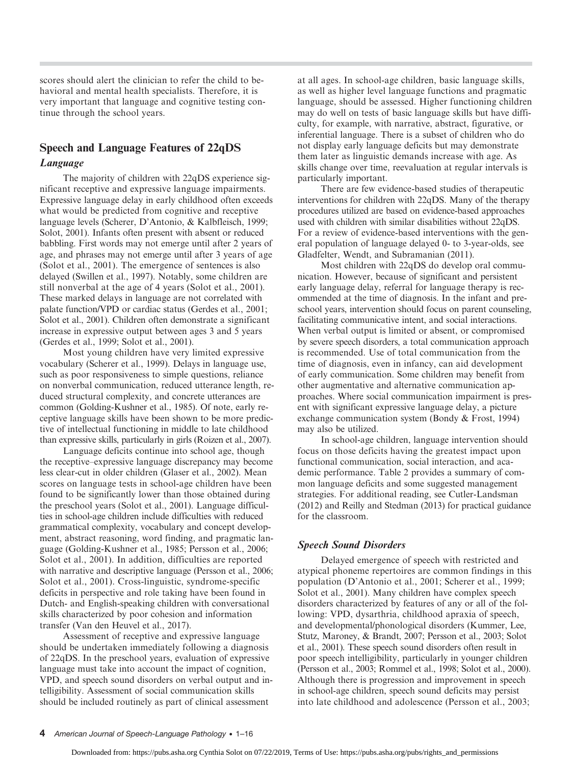scores should alert the clinician to refer the child to behavioral and mental health specialists. Therefore, it is very important that language and cognitive testing continue through the school years.

## Speech and Language Features of 22qDS

### *Language*

The majority of children with 22qDS experience significant receptive and expressive language impairments. Expressive language delay in early childhood often exceeds what would be predicted from cognitive and receptive language levels (Scherer, D'Antonio, & Kalbfleisch, 1999; Solot, 2001). Infants often present with absent or reduced babbling. First words may not emerge until after 2 years of age, and phrases may not emerge until after 3 years of age (Solot et al., 2001). The emergence of sentences is also delayed (Swillen et al., 1997). Notably, some children are still nonverbal at the age of 4 years (Solot et al., 2001). These marked delays in language are not correlated with palate function/VPD or cardiac status (Gerdes et al., 2001; Solot et al., 2001). Children often demonstrate a significant increase in expressive output between ages 3 and 5 years (Gerdes et al., 1999; Solot et al., 2001).

Most young children have very limited expressive vocabulary (Scherer et al., 1999). Delays in language use, such as poor responsiveness to simple questions, reliance on nonverbal communication, reduced utterance length, reduced structural complexity, and concrete utterances are common (Golding-Kushner et al., 1985). Of note, early receptive language skills have been shown to be more predictive of intellectual functioning in middle to late childhood than expressive skills, particularly in girls (Roizen et al., 2007).

Language deficits continue into school age, though the receptive–expressive language discrepancy may become less clear-cut in older children (Glaser et al., 2002). Mean scores on language tests in school-age children have been found to be significantly lower than those obtained during the preschool years (Solot et al., 2001). Language difficulties in school-age children include difficulties with reduced grammatical complexity, vocabulary and concept development, abstract reasoning, word finding, and pragmatic language (Golding-Kushner et al., 1985; Persson et al., 2006; Solot et al., 2001). In addition, difficulties are reported with narrative and descriptive language (Persson et al., 2006; Solot et al., 2001). Cross-linguistic, syndrome-specific deficits in perspective and role taking have been found in Dutch- and English-speaking children with conversational skills characterized by poor cohesion and information transfer (Van den Heuvel et al., 2017).

Assessment of receptive and expressive language should be undertaken immediately following a diagnosis of 22qDS. In the preschool years, evaluation of expressive language must take into account the impact of cognition, VPD, and speech sound disorders on verbal output and intelligibility. Assessment of social communication skills should be included routinely as part of clinical assessment at all ages. In school-age children, basic language skills, as well as higher level language functions and pragmatic language, should be assessed. Higher functioning children may do well on tests of basic language skills but have difficulty, for example, with narrative, abstract, figurative, or inferential language. There is a subset of children who do not display early language deficits but may demonstrate them later as linguistic demands increase with age. As skills change over time, reevaluation at regular intervals is particularly important.

There are few evidence-based studies of therapeutic interventions for children with 22qDS. Many of the therapy procedures utilized are based on evidence-based approaches used with children with similar disabilities without 22qDS. For a review of evidence-based interventions with the general population of language delayed 0- to 3-year-olds, see Gladfelter, Wendt, and Subramanian (2011).

Most children with 22qDS do develop oral communication. However, because of significant and persistent early language delay, referral for language therapy is recommended at the time of diagnosis. In the infant and preschool years, intervention should focus on parent counseling, facilitating communicative intent, and social interactions. When verbal output is limited or absent, or compromised by severe speech disorders, a total communication approach is recommended. Use of total communication from the time of diagnosis, even in infancy, can aid development of early communication. Some children may benefit from other augmentative and alternative communication approaches. Where social communication impairment is present with significant expressive language delay, a picture exchange communication system (Bondy & Frost, 1994) may also be utilized.

In school-age children, language intervention should focus on those deficits having the greatest impact upon functional communication, social interaction, and academic performance. Table 2 provides a summary of common language deficits and some suggested management strategies. For additional reading, see Cutler-Landsman (2012) and Reilly and Stedman (2013) for practical guidance for the classroom.

### *Speech Sound Disorders*

Delayed emergence of speech with restricted and atypical phoneme repertoires are common findings in this population (D'Antonio et al., 2001; Scherer et al., 1999; Solot et al., 2001). Many children have complex speech disorders characterized by features of any or all of the following: VPD, dysarthria, childhood apraxia of speech, and developmental/phonological disorders (Kummer, Lee, Stutz, Maroney, & Brandt, 2007; Persson et al., 2003; Solot et al., 2001). These speech sound disorders often result in poor speech intelligibility, particularly in younger children (Persson et al., 2003; Rommel et al., 1998; Solot et al., 2000). Although there is progression and improvement in speech in school-age children, speech sound deficits may persist into late childhood and adolescence (Persson et al., 2003;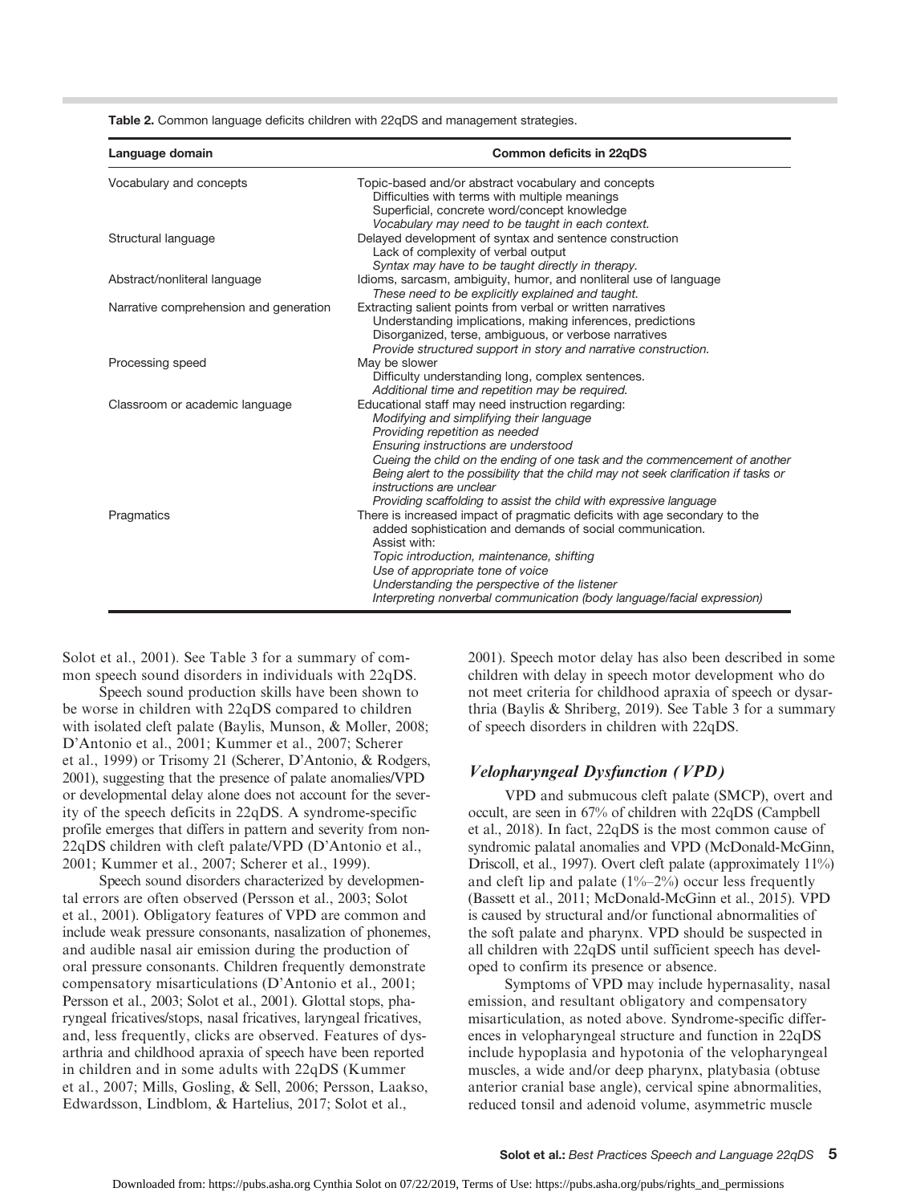**Table 2.** Common language deficits children with 22qDS and management strategies.

| Language domain | Common deficits in 22qDS |
|---|---|
| Vocabulary and concepts | Topic-based and/or abstract vocabulary and concepts<br>Difficulties with terms with multiple meanings<br>Superficial, concrete word/concept knowledge<br>*Vocabulary may need to be taught in each context.* |
| Structural language | Delayed development of syntax and sentence construction<br>Lack of complexity of verbal output<br>*Syntax may have to be taught directly in therapy.* |
| Abstract/nonliteral language | Idioms, sarcasm, ambiguity, humor, and nonliteral use of language<br>*These need to be explicitly explained and taught.* |
| Narrative comprehension and generation | Extracting salient points from verbal or written narratives<br>Understanding implications, making inferences, predictions<br>Disorganized, terse, ambiguous, or verbose narratives<br>*Provide structured support in story and narrative construction.* |
| Processing speed | May be slower<br>Difficulty understanding long, complex sentences.<br>*Additional time and repetition may be required.* |
| Classroom or academic language | Educational staff may need instruction regarding:<br>*Modifying and simplifying their language*<br>*Providing repetition as needed*<br>*Ensuring instructions are understood*<br>*Cueing the child on the ending of one task and the commencement of another*<br>*Being alert to the possibility that the child may not seek clarification if tasks or instructions are unclear*<br>*Providing scaffolding to assist the child with expressive language* |
| Pragmatics | There is increased impact of pragmatic deficits with age secondary to the added sophistication and demands of social communication.<br>Assist with:<br>*Topic introduction, maintenance, shifting*<br>*Use of appropriate tone of voice*<br>*Understanding the perspective of the listener*<br>*Interpreting nonverbal communication (body language/facial expression)* |

Solot et al., 2001). See Table 3 for a summary of common speech sound disorders in individuals with 22qDS.

Speech sound production skills have been shown to be worse in children with 22qDS compared to children with isolated cleft palate (Baylis, Munson, & Moller, 2008; D'Antonio et al., 2001; Kummer et al., 2007; Scherer et al., 1999) or Trisomy 21 (Scherer, D'Antonio, & Rodgers, 2001), suggesting that the presence of palate anomalies/VPD or developmental delay alone does not account for the severity of the speech deficits in 22qDS. A syndrome-specific profile emerges that differs in pattern and severity from non-22qDS children with cleft palate/VPD (D'Antonio et al., 2001; Kummer et al., 2007; Scherer et al., 1999).

Speech sound disorders characterized by developmental errors are often observed (Persson et al., 2003; Solot et al., 2001). Obligatory features of VPD are common and include weak pressure consonants, nasalization of phonemes, and audible nasal air emission during the production of oral pressure consonants. Children frequently demonstrate compensatory misarticulations (D'Antonio et al., 2001; Persson et al., 2003; Solot et al., 2001). Glottal stops, pharyngeal fricatives/stops, nasal fricatives, laryngeal fricatives, and, less frequently, clicks are observed. Features of dysarthria and childhood apraxia of speech have been reported in children and in some adults with 22qDS (Kummer et al., 2007; Mills, Gosling, & Sell, 2006; Persson, Laakso, Edwardsson, Lindblom, & Hartelius, 2017; Solot et al., 2001). Speech motor delay has also been described in some children with delay in speech motor development who do not meet criteria for childhood apraxia of speech or dysarthria (Baylis & Shriberg, 2019). See Table 3 for a summary of speech disorders in children with 22qDS.

### *Velopharyngeal Dysfunction (VPD)*

VPD and submucous cleft palate (SMCP), overt and occult, are seen in 67% of children with 22qDS (Campbell et al., 2018). In fact, 22qDS is the most common cause of syndromic palatal anomalies and VPD (McDonald-McGinn, Driscoll, et al., 1997). Overt cleft palate (approximately 11%) and cleft lip and palate (1%–2%) occur less frequently (Bassett et al., 2011; McDonald-McGinn et al., 2015). VPD is caused by structural and/or functional abnormalities of the soft palate and pharynx. VPD should be suspected in all children with 22qDS until sufficient speech has developed to confirm its presence or absence.

Symptoms of VPD may include hypernasality, nasal emission, and resultant obligatory and compensatory misarticulation, as noted above. Syndrome-specific differences in velopharyngeal structure and function in 22qDS include hypoplasia and hypotonia of the velopharyngeal muscles, a wide and/or deep pharynx, platybasia (obtuse anterior cranial base angle), cervical spine abnormalities, reduced tonsil and adenoid volume, asymmetric muscle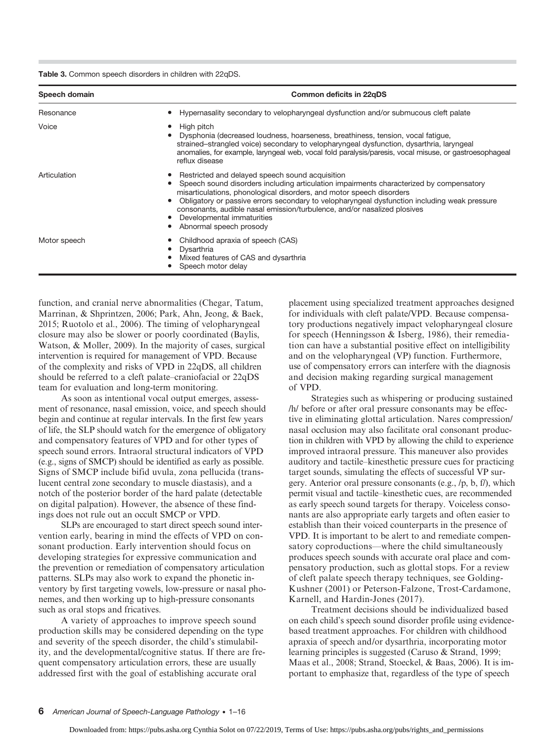**Table 3.** Common speech disorders in children with 22qDS.

| Speech domain | Common deficits in 22qDS |
|---|---|
| Resonance | • Hypernasality secondary to velopharyngeal dysfunction and/or submucous cleft palate |
| Voice | • High pitch<br>• Dysphonia (decreased loudness, hoarseness, breathiness, tension, vocal fatigue, strained–strangled voice) secondary to velopharyngeal dysfunction, dysarthria, laryngeal anomalies, for example, laryngeal web, vocal fold paralysis/paresis, vocal misuse, or gastroesophageal reflux disease |
| Articulation | • Restricted and delayed speech sound acquisition<br>• Speech sound disorders including articulation impairments characterized by compensatory misarticulations, phonological disorders, and motor speech disorders<br>• Obligatory or passive errors secondary to velopharyngeal dysfunction including weak pressure consonants, audible nasal emission/turbulence, and/or nasalized plosives<br>• Developmental immaturities<br>• Abnormal speech prosody |
| Motor speech | • Childhood apraxia of speech (CAS)<br>• Dysarthria<br>• Mixed features of CAS and dysarthria<br>• Speech motor delay |

function, and cranial nerve abnormalities (Chegar, Tatum, Marrinan, & Shprintzen, 2006; Park, Ahn, Jeong, & Baek, 2015; Ruotolo et al., 2006). The timing of velopharyngeal closure may also be slower or poorly coordinated (Baylis, Watson, & Moller, 2009). In the majority of cases, surgical intervention is required for management of VPD. Because of the complexity and risks of VPD in 22qDS, all children should be referred to a cleft palate–craniofacial or 22qDS team for evaluation and long-term monitoring.

As soon as intentional vocal output emerges, assessment of resonance, nasal emission, voice, and speech should begin and continue at regular intervals. In the first few years of life, the SLP should watch for the emergence of obligatory and compensatory features of VPD and for other types of speech sound errors. Intraoral structural indicators of VPD (e.g., signs of SMCP) should be identified as early as possible. Signs of SMCP include bifid uvula, zona pellucida (translucent central zone secondary to muscle diastasis), and a notch of the posterior border of the hard palate (detectable on digital palpation). However, the absence of these findings does not rule out an occult SMCP or VPD.

SLPs are encouraged to start direct speech sound intervention early, bearing in mind the effects of VPD on consonant production. Early intervention should focus on developing strategies for expressive communication and the prevention or remediation of compensatory articulation patterns. SLPs may also work to expand the phonetic inventory by first targeting vowels, low-pressure or nasal phonemes, and then working up to high-pressure consonants such as oral stops and fricatives.

A variety of approaches to improve speech sound production skills may be considered depending on the type and severity of the speech disorder, the child's stimulability, and the developmental/cognitive status. If there are frequent compensatory articulation errors, these are usually addressed first with the goal of establishing accurate oral placement using specialized treatment approaches designed for individuals with cleft palate/VPD. Because compensatory productions negatively impact velopharyngeal closure for speech (Henningsson & Isberg, 1986), their remediation can have a substantial positive effect on intelligibility and on the velopharyngeal (VP) function. Furthermore, use of compensatory errors can interfere with the diagnosis and decision making regarding surgical management of VPD.

Strategies such as whispering or producing sustained /h/ before or after oral pressure consonants may be effective in eliminating glottal articulation. Nares compression/nasal occlusion may also facilitate oral consonant production in children with VPD by allowing the child to experience improved intraoral pressure. This maneuver also provides auditory and tactile–kinesthetic pressure cues for practicing target sounds, simulating the effects of successful VP surgery. Anterior oral pressure consonants (e.g., /p, b, f/), which permit visual and tactile–kinesthetic cues, are recommended as early speech sound targets for therapy. Voiceless consonants are also appropriate early targets and often easier to establish than their voiced counterparts in the presence of VPD. It is important to be alert to and remediate compensatory coproductions—where the child simultaneously produces speech sounds with accurate oral place and compensatory production, such as glottal stops. For a review of cleft palate speech therapy techniques, see Golding-Kushner (2001) or Peterson-Falzone, Trost-Cardamone, Karnell, and Hardin-Jones (2017).

Treatment decisions should be individualized based on each child's speech sound disorder profile using evidence-based treatment approaches. For children with childhood apraxia of speech and/or dysarthria, incorporating motor learning principles is suggested (Caruso & Strand, 1999; Maas et al., 2008; Strand, Stoeckel, & Baas, 2006). It is important to emphasize that, regardless of the type of speech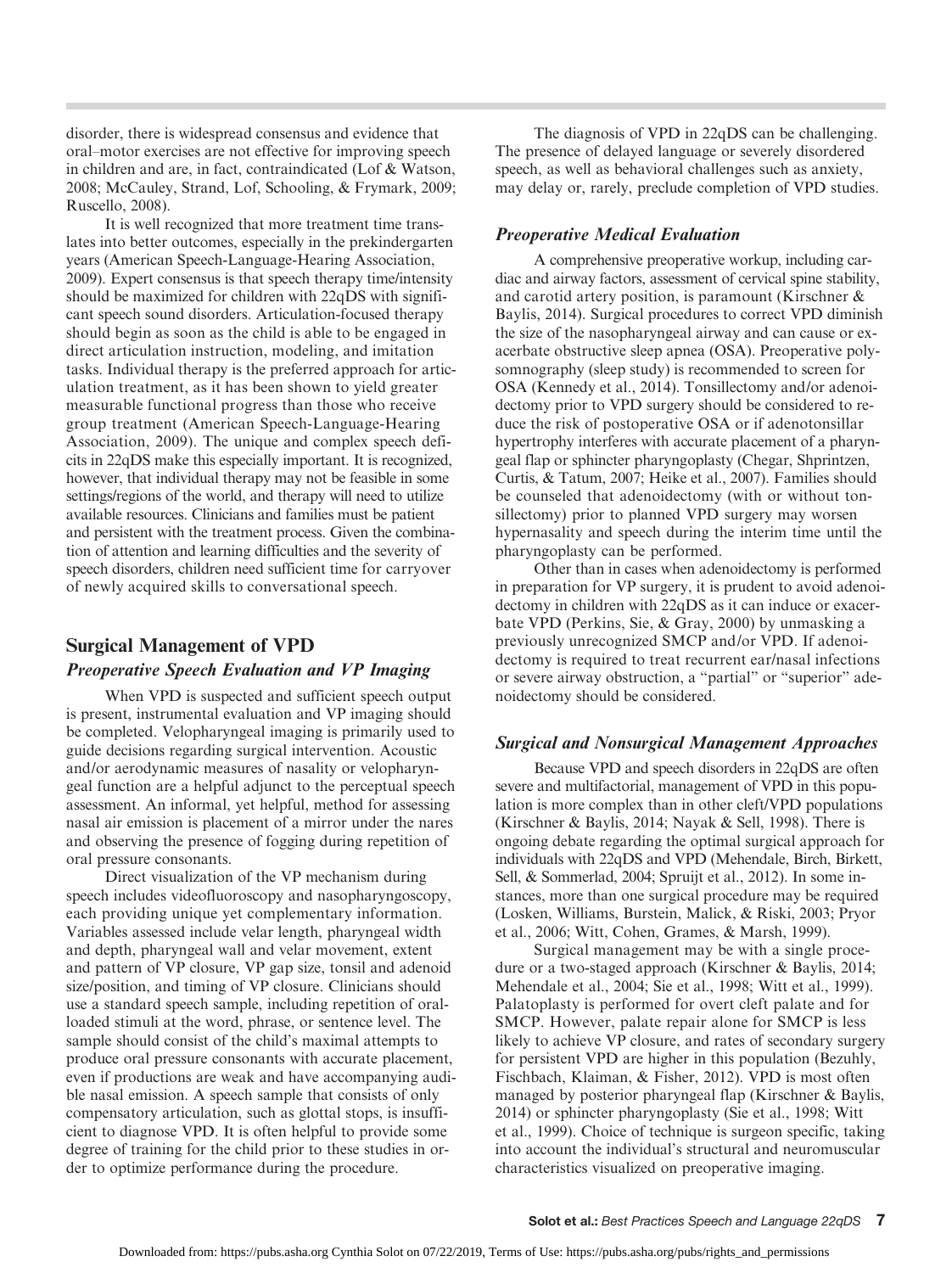disorder, there is widespread consensus and evidence that oral–motor exercises are not effective for improving speech in children and are, in fact, contraindicated (Lof & Watson, 2008; McCauley, Strand, Lof, Schooling, & Frymark, 2009; Ruscello, 2008).

It is well recognized that more treatment time translates into better outcomes, especially in the prekindergarten years (American Speech-Language-Hearing Association, 2009). Expert consensus is that speech therapy time/intensity should be maximized for children with 22qDS with significant speech sound disorders. Articulation-focused therapy should begin as soon as the child is able to be engaged in direct articulation instruction, modeling, and imitation tasks. Individual therapy is the preferred approach for articulation treatment, as it has been shown to yield greater measurable functional progress than those who receive group treatment (American Speech-Language-Hearing Association, 2009). The unique and complex speech deficits in 22qDS make this especially important. It is recognized, however, that individual therapy may not be feasible in some settings/regions of the world, and therapy will need to utilize available resources. Clinicians and families must be patient and persistent with the treatment process. Given the combination of attention and learning difficulties and the severity of speech disorders, children need sufficient time for carryover of newly acquired skills to conversational speech.

## Surgical Management of VPD

### *Preoperative Speech Evaluation and VP Imaging*

When VPD is suspected and sufficient speech output is present, instrumental evaluation and VP imaging should be completed. Velopharyngeal imaging is primarily used to guide decisions regarding surgical intervention. Acoustic and/or aerodynamic measures of nasality or velopharyngeal function are a helpful adjunct to the perceptual speech assessment. An informal, yet helpful, method for assessing nasal air emission is placement of a mirror under the nares and observing the presence of fogging during repetition of oral pressure consonants.

Direct visualization of the VP mechanism during speech includes videofluoroscopy and nasopharyngoscopy, each providing unique yet complementary information. Variables assessed include velar length, pharyngeal width and depth, pharyngeal wall and velar movement, extent and pattern of VP closure, VP gap size, tonsil and adenoid size/position, and timing of VP closure. Clinicians should use a standard speech sample, including repetition of oral-loaded stimuli at the word, phrase, or sentence level. The sample should consist of the child's maximal attempts to produce oral pressure consonants with accurate placement, even if productions are weak and have accompanying audible nasal emission. A speech sample that consists of only compensatory articulation, such as glottal stops, is insufficient to diagnose VPD. It is often helpful to provide some degree of training for the child prior to these studies in order to optimize performance during the procedure.

The diagnosis of VPD in 22qDS can be challenging. The presence of delayed language or severely disordered speech, as well as behavioral challenges such as anxiety, may delay or, rarely, preclude completion of VPD studies.

### *Preoperative Medical Evaluation*

A comprehensive preoperative workup, including cardiac and airway factors, assessment of cervical spine stability, and carotid artery position, is paramount (Kirschner & Baylis, 2014). Surgical procedures to correct VPD diminish the size of the nasopharyngeal airway and can cause or exacerbate obstructive sleep apnea (OSA). Preoperative polysomnography (sleep study) is recommended to screen for OSA (Kennedy et al., 2014). Tonsillectomy and/or adenoidectomy prior to VPD surgery should be considered to reduce the risk of postoperative OSA or if adenotonsillar hypertrophy interferes with accurate placement of a pharyngeal flap or sphincter pharyngoplasty (Chegar, Shprintzen, Curtis, & Tatum, 2007; Heike et al., 2007). Families should be counseled that adenoidectomy (with or without tonsillectomy) prior to planned VPD surgery may worsen hypernasality and speech during the interim time until the pharyngoplasty can be performed.

Other than in cases when adenoidectomy is performed in preparation for VP surgery, it is prudent to avoid adenoidectomy in children with 22qDS as it can induce or exacerbate VPD (Perkins, Sie, & Gray, 2000) by unmasking a previously unrecognized SMCP and/or VPD. If adenoidectomy is required to treat recurrent ear/nasal infections or severe airway obstruction, a "partial" or "superior" adenoidectomy should be considered.

### *Surgical and Nonsurgical Management Approaches*

Because VPD and speech disorders in 22qDS are often severe and multifactorial, management of VPD in this population is more complex than in other cleft/VPD populations (Kirschner & Baylis, 2014; Nayak & Sell, 1998). There is ongoing debate regarding the optimal surgical approach for individuals with 22qDS and VPD (Mehendale, Birch, Birkett, Sell, & Sommerlad, 2004; Spruijt et al., 2012). In some instances, more than one surgical procedure may be required (Losken, Williams, Burstein, Malick, & Riski, 2003; Pryor et al., 2006; Witt, Cohen, Grames, & Marsh, 1999).

Surgical management may be with a single procedure or a two-staged approach (Kirschner & Baylis, 2014; Mehendale et al., 2004; Sie et al., 1998; Witt et al., 1999). Palatoplasty is performed for overt cleft palate and for SMCP. However, palate repair alone for SMCP is less likely to achieve VP closure, and rates of secondary surgery for persistent VPD are higher in this population (Bezuhly, Fischbach, Klaiman, & Fisher, 2012). VPD is most often managed by posterior pharyngeal flap (Kirschner & Baylis, 2014) or sphincter pharyngoplasty (Sie et al., 1998; Witt et al., 1999). Choice of technique is surgeon specific, taking into account the individual's structural and neuromuscular characteristics visualized on preoperative imaging.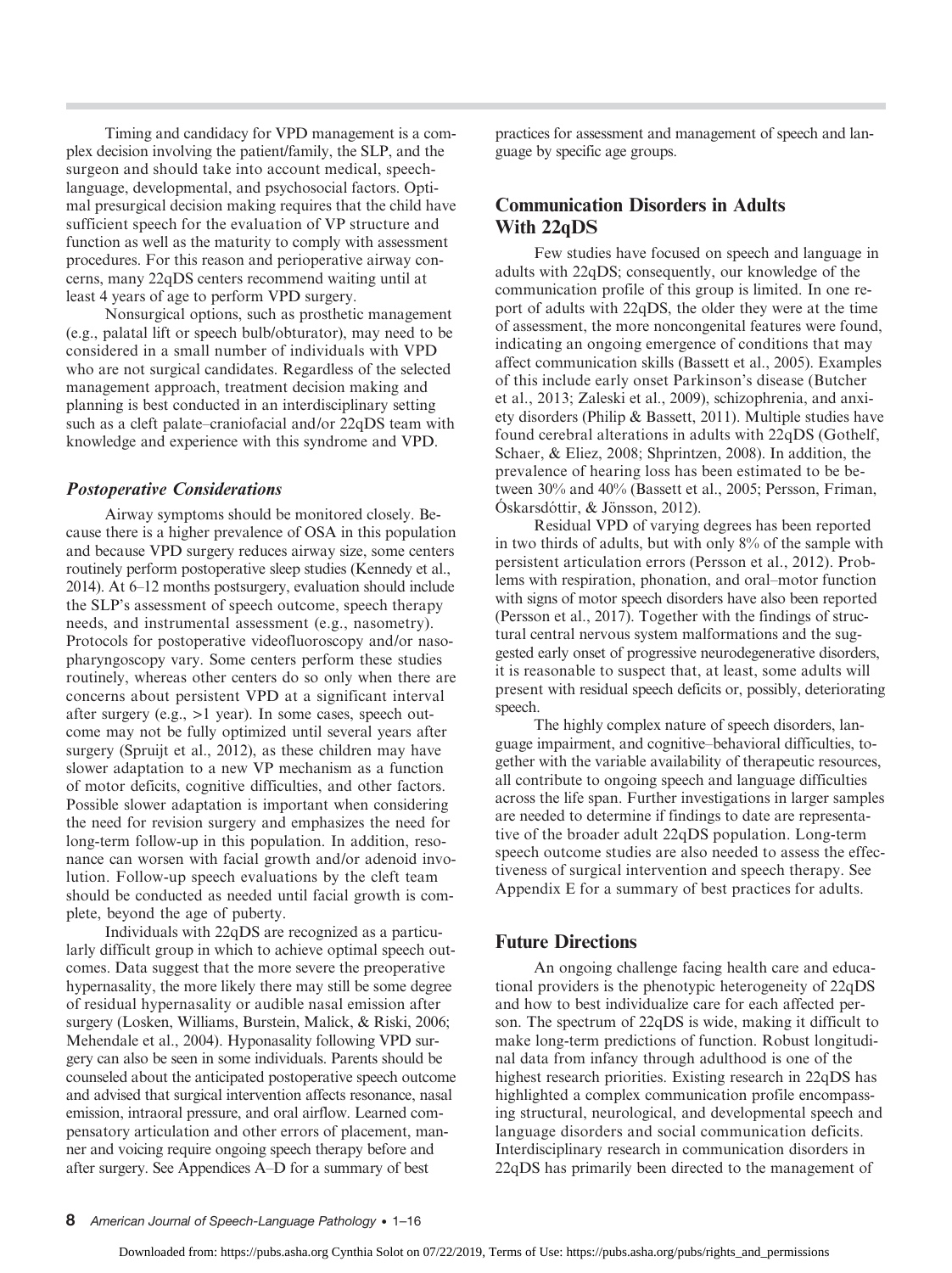Timing and candidacy for VPD management is a complex decision involving the patient/family, the SLP, and the surgeon and should take into account medical, speech-language, developmental, and psychosocial factors. Optimal presurgical decision making requires that the child have sufficient speech for the evaluation of VP structure and function as well as the maturity to comply with assessment procedures. For this reason and perioperative airway concerns, many 22qDS centers recommend waiting until at least 4 years of age to perform VPD surgery.

Nonsurgical options, such as prosthetic management (e.g., palatal lift or speech bulb/obturator), may need to be considered in a small number of individuals with VPD who are not surgical candidates. Regardless of the selected management approach, treatment decision making and planning is best conducted in an interdisciplinary setting such as a cleft palate–craniofacial and/or 22qDS team with knowledge and experience with this syndrome and VPD.

### *Postoperative Considerations*

Airway symptoms should be monitored closely. Because there is a higher prevalence of OSA in this population and because VPD surgery reduces airway size, some centers routinely perform postoperative sleep studies (Kennedy et al., 2014). At 6–12 months postsurgery, evaluation should include the SLP's assessment of speech outcome, speech therapy needs, and instrumental assessment (e.g., nasometry). Protocols for postoperative videofluoroscopy and/or nasopharyngoscopy vary. Some centers perform these studies routinely, whereas other centers do so only when there are concerns about persistent VPD at a significant interval after surgery (e.g., >1 year). In some cases, speech outcome may not be fully optimized until several years after surgery (Spruijt et al., 2012), as these children may have slower adaptation to a new VP mechanism as a function of motor deficits, cognitive difficulties, and other factors. Possible slower adaptation is important when considering the need for revision surgery and emphasizes the need for long-term follow-up in this population. In addition, resonance can worsen with facial growth and/or adenoid involution. Follow-up speech evaluations by the cleft team should be conducted as needed until facial growth is complete, beyond the age of puberty.

Individuals with 22qDS are recognized as a particularly difficult group in which to achieve optimal speech outcomes. Data suggest that the more severe the preoperative hypernasality, the more likely there may still be some degree of residual hypernasality or audible nasal emission after surgery (Losken, Williams, Burstein, Malick, & Riski, 2006; Mehendale et al., 2004). Hyponasality following VPD surgery can also be seen in some individuals. Parents should be counseled about the anticipated postoperative speech outcome and advised that surgical intervention affects resonance, nasal emission, intraoral pressure, and oral airflow. Learned compensatory articulation and other errors of placement, manner and voicing require ongoing speech therapy before and after surgery. See Appendices A–D for a summary of best practices for assessment and management of speech and language by specific age groups.

## Communication Disorders in Adults With 22qDS

Few studies have focused on speech and language in adults with 22qDS; consequently, our knowledge of the communication profile of this group is limited. In one report of adults with 22qDS, the older they were at the time of assessment, the more noncongenital features were found, indicating an ongoing emergence of conditions that may affect communication skills (Bassett et al., 2005). Examples of this include early onset Parkinson's disease (Butcher et al., 2013; Zaleski et al., 2009), schizophrenia, and anxiety disorders (Philip & Bassett, 2011). Multiple studies have found cerebral alterations in adults with 22qDS (Gothelf, Schaer, & Eliez, 2008; Shprintzen, 2008). In addition, the prevalence of hearing loss has been estimated to be between 30% and 40% (Bassett et al., 2005; Persson, Friman, Óskarsdóttir, & Jönsson, 2012).

Residual VPD of varying degrees has been reported in two thirds of adults, but with only 8% of the sample with persistent articulation errors (Persson et al., 2012). Problems with respiration, phonation, and oral–motor function with signs of motor speech disorders have also been reported (Persson et al., 2017). Together with the findings of structural central nervous system malformations and the suggested early onset of progressive neurodegenerative disorders, it is reasonable to suspect that, at least, some adults will present with residual speech deficits or, possibly, deteriorating speech.

The highly complex nature of speech disorders, language impairment, and cognitive–behavioral difficulties, together with the variable availability of therapeutic resources, all contribute to ongoing speech and language difficulties across the life span. Further investigations in larger samples are needed to determine if findings to date are representative of the broader adult 22qDS population. Long-term speech outcome studies are also needed to assess the effectiveness of surgical intervention and speech therapy. See Appendix E for a summary of best practices for adults.

## Future Directions

An ongoing challenge facing health care and educational providers is the phenotypic heterogeneity of 22qDS and how to best individualize care for each affected person. The spectrum of 22qDS is wide, making it difficult to make long-term predictions of function. Robust longitudinal data from infancy through adulthood is one of the highest research priorities. Existing research in 22qDS has highlighted a complex communication profile encompassing structural, neurological, and developmental speech and language disorders and social communication deficits. Interdisciplinary research in communication disorders in 22qDS has primarily been directed to the management of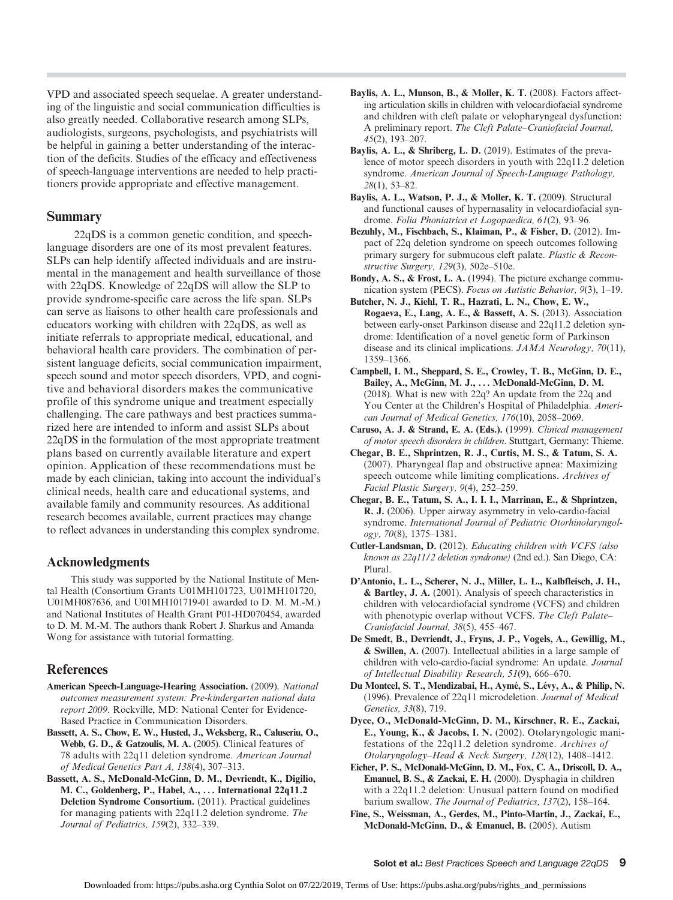VPD and associated speech sequelae. A greater understanding of the linguistic and social communication difficulties is also greatly needed. Collaborative research among SLPs, audiologists, surgeons, psychologists, and psychiatrists will be helpful in gaining a better understanding of the interaction of the deficits. Studies of the efficacy and effectiveness of speech-language interventions are needed to help practitioners provide appropriate and effective management.

## Summary

22qDS is a common genetic condition, and speech-language disorders are one of its most prevalent features. SLPs can help identify affected individuals and are instrumental in the management and health surveillance of those with 22qDS. Knowledge of 22qDS will allow the SLP to provide syndrome-specific care across the life span. SLPs can serve as liaisons to other health care professionals and educators working with children with 22qDS, as well as initiate referrals to appropriate medical, educational, and behavioral health care providers. The combination of persistent language deficits, social communication impairment, speech sound and motor speech disorders, VPD, and cognitive and behavioral disorders makes the communicative profile of this syndrome unique and treatment especially challenging. The care pathways and best practices summarized here are intended to inform and assist SLPs about 22qDS in the formulation of the most appropriate treatment plans based on currently available literature and expert opinion. Application of these recommendations must be made by each clinician, taking into account the individual's clinical needs, health care and educational systems, and available family and community resources. As additional research becomes available, current practices may change to reflect advances in understanding this complex syndrome.

## Acknowledgments

This study was supported by the National Institute of Mental Health (Consortium Grants U01MH101723, U01MH101720, U01MH087636, and U01MH101719-01 awarded to D. M. M.-M.) and National Institutes of Health Grant P01-HD070454, awarded to D. M. M.-M. The authors thank Robert J. Sharkus and Amanda Wong for assistance with tutorial formatting.

## References

**American Speech-Language-Hearing Association.** (2009). *National outcomes measurement system: Pre-kindergarten national data report 2009*. Rockville, MD: National Center for Evidence-Based Practice in Communication Disorders.

**Bassett, A. S., Chow, E. W., Husted, J., Weksberg, R., Caluseriu, O., Webb, G. D., & Gatzoulis, M. A.** (2005). Clinical features of 78 adults with 22q11 deletion syndrome. *American Journal of Medical Genetics Part A, 138*(4), 307–313.

**Bassett, A. S., McDonald-McGinn, D. M., Devriendt, K., Digilio, M. C., Goldenberg, P., Habel, A., . . . International 22q11.2 Deletion Syndrome Consortium.** (2011). Practical guidelines for managing patients with 22q11.2 deletion syndrome. *The Journal of Pediatrics, 159*(2), 332–339.

**Baylis, A. L., Munson, B., & Moller, K. T.** (2008). Factors affecting articulation skills in children with velocardiofacial syndrome and children with cleft palate or velopharyngeal dysfunction: A preliminary report. *The Cleft Palate–Craniofacial Journal, 45*(2), 193–207.

**Baylis, A. L., & Shriberg, L. D.** (2019). Estimates of the prevalence of motor speech disorders in youth with 22q11.2 deletion syndrome. *American Journal of Speech-Language Pathology, 28*(1), 53–82.

**Baylis, A. L., Watson, P. J., & Moller, K. T.** (2009). Structural and functional causes of hypernasality in velocardiofacial syndrome. *Folia Phoniatrica et Logopaedica, 61*(2), 93–96.

**Bezuhly, M., Fischbach, S., Klaiman, P., & Fisher, D.** (2012). Impact of 22q deletion syndrome on speech outcomes following primary surgery for submucous cleft palate. *Plastic & Reconstructive Surgery, 129*(3), 502e–510e.

**Bondy, A. S., & Frost, L. A.** (1994). The picture exchange communication system (PECS). *Focus on Autistic Behavior, 9*(3), 1–19.

**Butcher, N. J., Kiehl, T. R., Hazrati, L. N., Chow, E. W., Rogaeva, E., Lang, A. E., & Bassett, A. S.** (2013). Association between early-onset Parkinson disease and 22q11.2 deletion syndrome: Identification of a novel genetic form of Parkinson disease and its clinical implications. *JAMA Neurology, 70*(11), 1359–1366.

**Campbell, I. M., Sheppard, S. E., Crowley, T. B., McGinn, D. E., Bailey, A., McGinn, M. J., . . . McDonald-McGinn, D. M.** (2018). What is new with 22q? An update from the 22q and You Center at the Children's Hospital of Philadelphia. *American Journal of Medical Genetics, 176*(10), 2058–2069.

**Caruso, A. J. & Strand, E. A. (Eds.).** (1999). *Clinical management of motor speech disorders in children*. Stuttgart, Germany: Thieme.

**Chegar, B. E., Shprintzen, R. J., Curtis, M. S., & Tatum, S. A.** (2007). Pharyngeal flap and obstructive apnea: Maximizing speech outcome while limiting complications. *Archives of Facial Plastic Surgery, 9*(4), 252–259.

**Chegar, B. E., Tatum, S. A., I. I. I., Marrinan, E., & Shprintzen, R. J.** (2006). Upper airway asymmetry in velo-cardio-facial syndrome. *International Journal of Pediatric Otorhinolaryngology, 70*(8), 1375–1381.

**Cutler-Landsman, D.** (2012). *Educating children with VCFS (also known as 22q11/2 deletion syndrome)* (2nd ed.). San Diego, CA: Plural.

**D'Antonio, L. L., Scherer, N. J., Miller, L. L., Kalbfleisch, J. H., & Bartley, J. A.** (2001). Analysis of speech characteristics in children with velocardiofacial syndrome (VCFS) and children with phenotypic overlap without VCFS. *The Cleft Palate–Craniofacial Journal, 38*(5), 455–467.

**De Smedt, B., Devriendt, J., Fryns, J. P., Vogels, A., Gewillig, M., & Swillen, A.** (2007). Intellectual abilities in a large sample of children with velo-cardio-facial syndrome: An update. *Journal of Intellectual Disability Research, 51*(9), 666–670.

**Du Montcel, S. T., Mendizabai, H., Aymé, S., Lévy, A., & Philip, N.** (1996). Prevalence of 22q11 microdeletion. *Journal of Medical Genetics, 33*(8), 719.

**Dyce, O., McDonald-McGinn, D. M., Kirschner, R. E., Zackai, E., Young, K., & Jacobs, I. N.** (2002). Otolaryngologic manifestations of the 22q11.2 deletion syndrome. *Archives of Otolaryngology–Head & Neck Surgery, 128*(12), 1408–1412.

**Eicher, P. S., McDonald-McGinn, D. M., Fox, C. A., Driscoll, D. A., Emanuel, B. S., & Zackai, E. H.** (2000). Dysphagia in children with a 22q11.2 deletion: Unusual pattern found on modified barium swallow. *The Journal of Pediatrics, 137*(2), 158–164.

**Fine, S., Weissman, A., Gerdes, M., Pinto-Martin, J., Zackai, E., McDonald-McGinn, D., & Emanuel, B.** (2005). Autism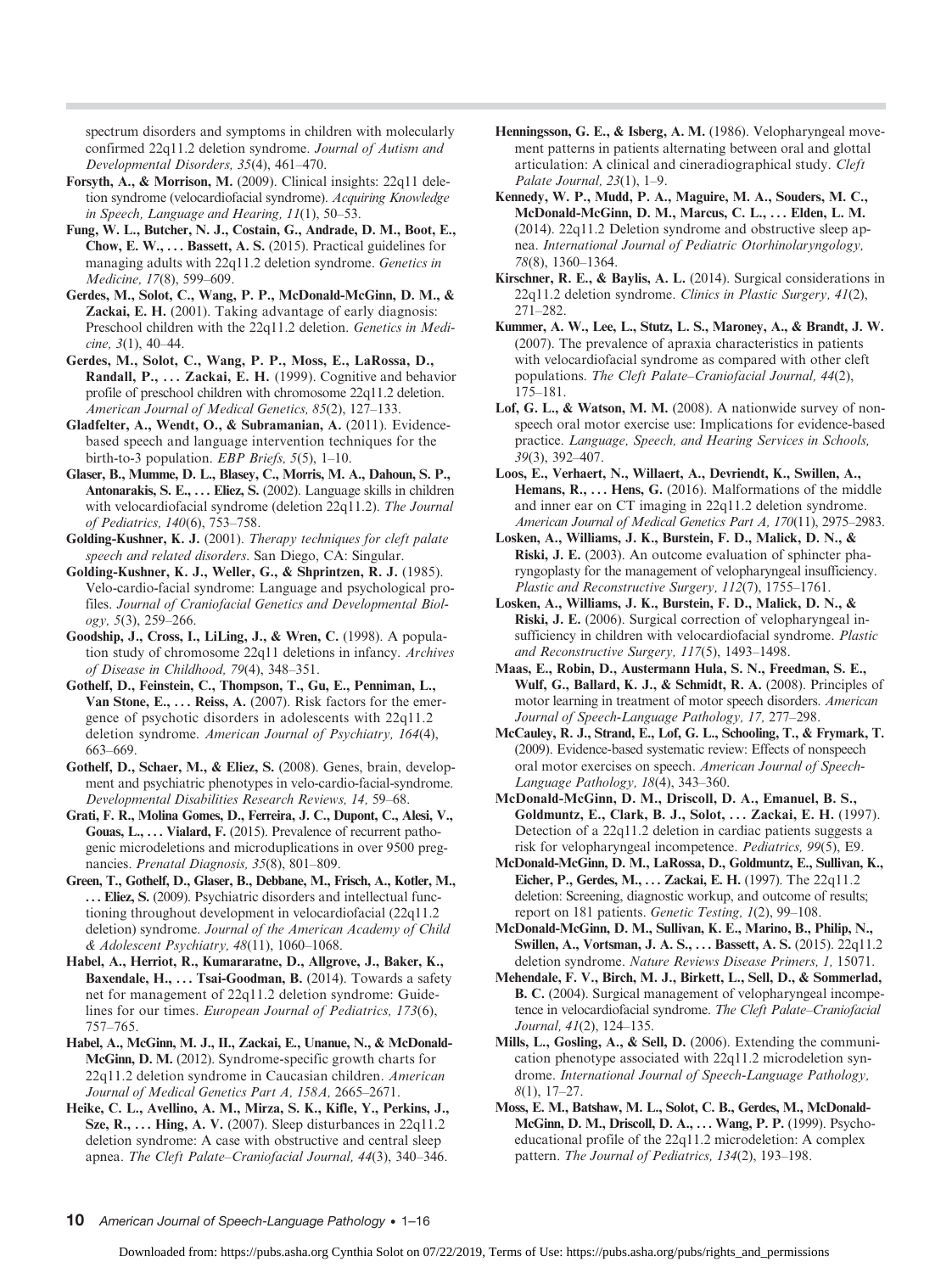spectrum disorders and symptoms in children with molecularly confirmed 22q11.2 deletion syndrome. *Journal of Autism and Developmental Disorders, 35*(4), 461–470.

**Forsyth, A., & Morrison, M.** (2009). Clinical insights: 22q11 deletion syndrome (velocardiofacial syndrome). *Acquiring Knowledge in Speech, Language and Hearing, 11*(1), 50–53.

**Fung, W. L., Butcher, N. J., Costain, G., Andrade, D. M., Boot, E., Chow, E. W., … Bassett, A. S.** (2015). Practical guidelines for managing adults with 22q11.2 deletion syndrome. *Genetics in Medicine, 17*(8), 599–609.

**Gerdes, M., Solot, C., Wang, P. P., McDonald-McGinn, D. M., & Zackai, E. H.** (2001). Taking advantage of early diagnosis: Preschool children with the 22q11.2 deletion. *Genetics in Medicine, 3*(1), 40–44.

**Gerdes, M., Solot, C., Wang, P. P., Moss, E., LaRossa, D., Randall, P., … Zackai, E. H.** (1999). Cognitive and behavior profile of preschool children with chromosome 22q11.2 deletion. *American Journal of Medical Genetics, 85*(2), 127–133.

**Gladfelter, A., Wendt, O., & Subramanian, A.** (2011). Evidence-based speech and language intervention techniques for the birth-to-3 population. *EBP Briefs, 5*(5), 1–10.

**Glaser, B., Mumme, D. L., Blasey, C., Morris, M. A., Dahoun, S. P., Antonarakis, S. E., … Eliez, S.** (2002). Language skills in children with velocardiofacial syndrome (deletion 22q11.2). *The Journal of Pediatrics, 140*(6), 753–758.

**Golding-Kushner, K. J.** (2001). *Therapy techniques for cleft palate speech and related disorders*. San Diego, CA: Singular.

**Golding-Kushner, K. J., Weller, G., & Shprintzen, R. J.** (1985). Velo-cardio-facial syndrome: Language and psychological profiles. *Journal of Craniofacial Genetics and Developmental Biology, 5*(3), 259–266.

**Goodship, J., Cross, I., LiLing, J., & Wren, C.** (1998). A population study of chromosome 22q11 deletions in infancy. *Archives of Disease in Childhood, 79*(4), 348–351.

**Gothelf, D., Feinstein, C., Thompson, T., Gu, E., Penniman, L., Van Stone, E., … Reiss, A.** (2007). Risk factors for the emergence of psychotic disorders in adolescents with 22q11.2 deletion syndrome. *American Journal of Psychiatry, 164*(4), 663–669.

**Gothelf, D., Schaer, M., & Eliez, S.** (2008). Genes, brain, development and psychiatric phenotypes in velo-cardio-facial-syndrome. *Developmental Disabilities Research Reviews, 14,* 59–68.

**Grati, F. R., Molina Gomes, D., Ferreira, J. C., Dupont, C., Alesi, V., Gouas, L., … Vialard, F.** (2015). Prevalence of recurrent pathogenic microdeletions and microduplications in over 9500 pregnancies. *Prenatal Diagnosis, 35*(8), 801–809.

**Green, T., Gothelf, D., Glaser, B., Debbane, M., Frisch, A., Kotler, M., … Eliez, S.** (2009). Psychiatric disorders and intellectual functioning throughout development in velocardiofacial (22q11.2 deletion) syndrome. *Journal of the American Academy of Child & Adolescent Psychiatry, 48*(11), 1060–1068.

**Habel, A., Herriot, R., Kumararatne, D., Allgrove, J., Baker, K., Baxendale, H., … Tsai-Goodman, B.** (2014). Towards a safety net for management of 22q11.2 deletion syndrome: Guidelines for our times. *European Journal of Pediatrics, 173*(6), 757–765.

**Habel, A., McGinn, M. J., II., Zackai, E., Unanue, N., & McDonald-McGinn, D. M.** (2012). Syndrome-specific growth charts for 22q11.2 deletion syndrome in Caucasian children. *American Journal of Medical Genetics Part A, 158A,* 2665–2671.

**Heike, C. L., Avellino, A. M., Mirza, S. K., Kifle, Y., Perkins, J., Sze, R., … Hing, A. V.** (2007). Sleep disturbances in 22q11.2 deletion syndrome: A case with obstructive and central sleep apnea. *The Cleft Palate–Craniofacial Journal, 44*(3), 340–346.

**Henningsson, G. E., & Isberg, A. M.** (1986). Velopharyngeal movement patterns in patients alternating between oral and glottal articulation: A clinical and cineradiographical study. *Cleft Palate Journal, 23*(1), 1–9.

**Kennedy, W. P., Mudd, P. A., Maguire, M. A., Souders, M. C., McDonald-McGinn, D. M., Marcus, C. L., … Elden, L. M.** (2014). 22q11.2 Deletion syndrome and obstructive sleep apnea. *International Journal of Pediatric Otorhinolaryngology, 78*(8), 1360–1364.

**Kirschner, R. E., & Baylis, A. L.** (2014). Surgical considerations in 22q11.2 deletion syndrome. *Clinics in Plastic Surgery, 41*(2), 271–282.

**Kummer, A. W., Lee, L., Stutz, L. S., Maroney, A., & Brandt, J. W.** (2007). The prevalence of apraxia characteristics in patients with velocardiofacial syndrome as compared with other cleft populations. *The Cleft Palate–Craniofacial Journal, 44*(2), 175–181.

**Lof, G. L., & Watson, M. M.** (2008). A nationwide survey of nonspeech oral motor exercise use: Implications for evidence-based practice. *Language, Speech, and Hearing Services in Schools, 39*(3), 392–407.

**Loos, E., Verhaert, N., Willaert, A., Devriendt, K., Swillen, A., Hemans, R., … Hens, G.** (2016). Malformations of the middle and inner ear on CT imaging in 22q11.2 deletion syndrome. *American Journal of Medical Genetics Part A, 170*(11), 2975–2983.

**Losken, A., Williams, J. K., Burstein, F. D., Malick, D. N., & Riski, J. E.** (2003). An outcome evaluation of sphincter pharyngoplasty for the management of velopharyngeal insufficiency. *Plastic and Reconstructive Surgery, 112*(7), 1755–1761.

**Losken, A., Williams, J. K., Burstein, F. D., Malick, D. N., & Riski, J. E.** (2006). Surgical correction of velopharyngeal insufficiency in children with velocardiofacial syndrome. *Plastic and Reconstructive Surgery, 117*(5), 1493–1498.

**Maas, E., Robin, D., Austermann Hula, S. N., Freedman, S. E., Wulf, G., Ballard, K. J., & Schmidt, R. A.** (2008). Principles of motor learning in treatment of motor speech disorders. *American Journal of Speech-Language Pathology, 17,* 277–298.

**McCauley, R. J., Strand, E., Lof, G. L., Schooling, T., & Frymark, T.** (2009). Evidence-based systematic review: Effects of nonspeech oral motor exercises on speech. *American Journal of Speech-Language Pathology, 18*(4), 343–360.

**McDonald-McGinn, D. M., Driscoll, D. A., Emanuel, B. S., Goldmuntz, E., Clark, B. J., Solot, … Zackai, E. H.** (1997). Detection of a 22q11.2 deletion in cardiac patients suggests a risk for velopharyngeal incompetence. *Pediatrics, 99*(5), E9.

**McDonald-McGinn, D. M., LaRossa, D., Goldmuntz, E., Sullivan, K., Eicher, P., Gerdes, M., … Zackai, E. H.** (1997). The 22q11.2 deletion: Screening, diagnostic workup, and outcome of results; report on 181 patients. *Genetic Testing, 1*(2), 99–108.

**McDonald-McGinn, D. M., Sullivan, K. E., Marino, B., Philip, N., Swillen, A., Vortsman, J. A. S., … Bassett, A. S.** (2015). 22q11.2 deletion syndrome. *Nature Reviews Disease Primers, 1,* 15071.

**Mehendale, F. V., Birch, M. J., Birkett, L., Sell, D., & Sommerlad, B. C.** (2004). Surgical management of velopharyngeal incompetence in velocardiofacial syndrome. *The Cleft Palate–Craniofacial Journal, 41*(2), 124–135.

**Mills, L., Gosling, A., & Sell, D.** (2006). Extending the communication phenotype associated with 22q11.2 microdeletion syndrome. *International Journal of Speech-Language Pathology, 8*(1), 17–27.

**Moss, E. M., Batshaw, M. L., Solot, C. B., Gerdes, M., McDonald-McGinn, D. M., Driscoll, D. A., … Wang, P. P.** (1999). Psychoeducational profile of the 22q11.2 microdeletion: A complex pattern. *The Journal of Pediatrics, 134*(2), 193–198.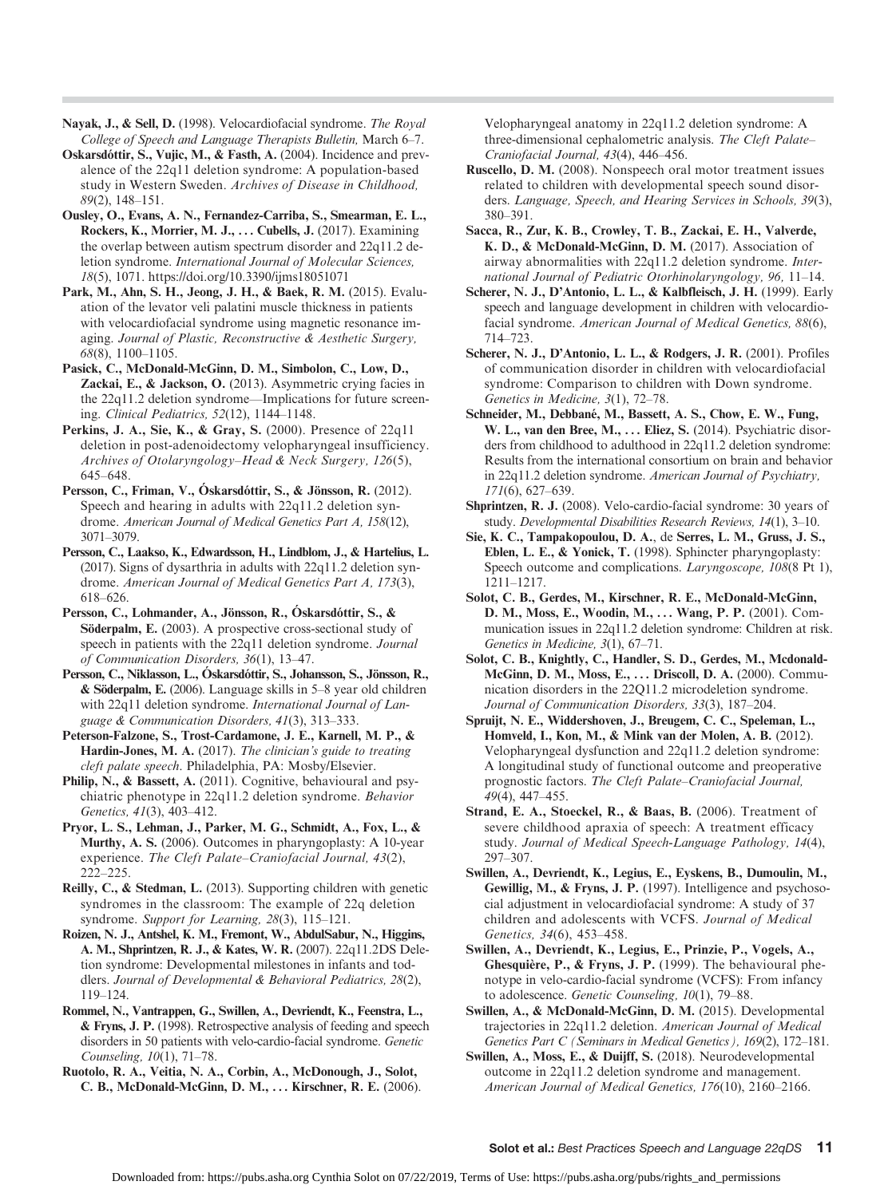**Nayak, J., & Sell, D.** (1998). Velocardiofacial syndrome. *The Royal College of Speech and Language Therapists Bulletin,* March 6–7.

**Oskarsdóttir, S., Vujic, M., & Fasth, A.** (2004). Incidence and prevalence of the 22q11 deletion syndrome: A population-based study in Western Sweden. *Archives of Disease in Childhood, 89*(2), 148–151.

**Ousley, O., Evans, A. N., Fernandez-Carriba, S., Smearman, E. L., Rockers, K., Morrier, M. J., . . . Cubells, J.** (2017). Examining the overlap between autism spectrum disorder and 22q11.2 deletion syndrome. *International Journal of Molecular Sciences, 18*(5), 1071. https://doi.org/10.3390/ijms18051071

**Park, M., Ahn, S. H., Jeong, J. H., & Baek, R. M.** (2015). Evaluation of the levator veli palatini muscle thickness in patients with velocardiofacial syndrome using magnetic resonance imaging. *Journal of Plastic, Reconstructive & Aesthetic Surgery, 68*(8), 1100–1105.

**Pasick, C., McDonald-McGinn, D. M., Simbolon, C., Low, D., Zackai, E., & Jackson, O.** (2013). Asymmetric crying facies in the 22q11.2 deletion syndrome—Implications for future screening. *Clinical Pediatrics, 52*(12), 1144–1148.

**Perkins, J. A., Sie, K., & Gray, S.** (2000). Presence of 22q11 deletion in post-adenoidectomy velopharyngeal insufficiency. *Archives of Otolaryngology–Head & Neck Surgery, 126*(5), 645–648.

**Persson, C., Friman, V., Óskarsdóttir, S., & Jönsson, R.** (2012). Speech and hearing in adults with 22q11.2 deletion syndrome. *American Journal of Medical Genetics Part A, 158*(12), 3071–3079.

**Persson, C., Laakso, K., Edwardsson, H., Lindblom, J., & Hartelius, L.** (2017). Signs of dysarthria in adults with 22q11.2 deletion syndrome. *American Journal of Medical Genetics Part A, 173*(3), 618–626.

**Persson, C., Lohmander, A., Jönsson, R., Óskarsdóttir, S., & Söderpalm, E.** (2003). A prospective cross-sectional study of speech in patients with the 22q11 deletion syndrome. *Journal of Communication Disorders, 36*(1), 13–47.

**Persson, C., Niklasson, L., Óskarsdóttir, S., Johansson, S., Jönsson, R., & Söderpalm, E.** (2006). Language skills in 5–8 year old children with 22q11 deletion syndrome. *International Journal of Language & Communication Disorders, 41*(3), 313–333.

**Peterson-Falzone, S., Trost-Cardamone, J. E., Karnell, M. P., & Hardin-Jones, M. A.** (2017). *The clinician's guide to treating cleft palate speech.* Philadelphia, PA: Mosby/Elsevier.

**Philip, N., & Bassett, A.** (2011). Cognitive, behavioural and psychiatric phenotype in 22q11.2 deletion syndrome. *Behavior Genetics, 41*(3), 403–412.

**Pryor, L. S., Lehman, J., Parker, M. G., Schmidt, A., Fox, L., & Murthy, A. S.** (2006). Outcomes in pharyngoplasty: A 10-year experience. *The Cleft Palate–Craniofacial Journal, 43*(2), 222–225.

**Reilly, C., & Stedman, L.** (2013). Supporting children with genetic syndromes in the classroom: The example of 22q deletion syndrome. *Support for Learning, 28*(3), 115–121.

**Roizen, N. J., Antshel, K. M., Fremont, W., AbdulSabur, N., Higgins, A. M., Shprintzen, R. J., & Kates, W. R.** (2007). 22q11.2DS Deletion syndrome: Developmental milestones in infants and toddlers. *Journal of Developmental & Behavioral Pediatrics, 28*(2), 119–124.

**Rommel, N., Vantrappen, G., Swillen, A., Devriendt, K., Feenstra, L., & Fryns, J. P.** (1998). Retrospective analysis of feeding and speech disorders in 50 patients with velo-cardio-facial syndrome. *Genetic Counseling, 10*(1), 71–78.

**Ruotolo, R. A., Veitia, N. A., Corbin, A., McDonough, J., Solot, C. B., McDonald-McGinn, D. M., . . . Kirschner, R. E.** (2006). Velopharyngeal anatomy in 22q11.2 deletion syndrome: A three-dimensional cephalometric analysis. *The Cleft Palate–Craniofacial Journal, 43*(4), 446–456.

**Ruscello, D. M.** (2008). Nonspeech oral motor treatment issues related to children with developmental speech sound disorders. *Language, Speech, and Hearing Services in Schools, 39*(3), 380–391.

**Sacca, R., Zur, K. B., Crowley, T. B., Zackai, E. H., Valverde, K. D., & McDonald-McGinn, D. M.** (2017). Association of airway abnormalities with 22q11.2 deletion syndrome. *International Journal of Pediatric Otorhinolaryngology, 96,* 11–14.

**Scherer, N. J., D'Antonio, L. L., & Kalbfleisch, J. H.** (1999). Early speech and language development in children with velocardiofacial syndrome. *American Journal of Medical Genetics, 88*(6), 714–723.

**Scherer, N. J., D'Antonio, L. L., & Rodgers, J. R.** (2001). Profiles of communication disorder in children with velocardiofacial syndrome: Comparison to children with Down syndrome. *Genetics in Medicine, 3*(1), 72–78.

**Schneider, M., Debbané, M., Bassett, A. S., Chow, E. W., Fung, W. L., van den Bree, M., . . . Eliez, S.** (2014). Psychiatric disorders from childhood to adulthood in 22q11.2 deletion syndrome: Results from the international consortium on brain and behavior in 22q11.2 deletion syndrome. *American Journal of Psychiatry, 171*(6), 627–639.

**Shprintzen, R. J.** (2008). Velo-cardio-facial syndrome: 30 years of study. *Developmental Disabilities Research Reviews, 14*(1), 3–10.

**Sie, K. C., Tampakopoulou, D. A.**, de **Serres, L. M., Gruss, J. S., Eblen, L. E., & Yonick, T.** (1998). Sphincter pharyngoplasty: Speech outcome and complications. *Laryngoscope, 108*(8 Pt 1), 1211–1217.

**Solot, C. B., Gerdes, M., Kirschner, R. E., McDonald-McGinn, D. M., Moss, E., Woodin, M., . . . Wang, P. P.** (2001). Communication issues in 22q11.2 deletion syndrome: Children at risk. *Genetics in Medicine, 3*(1), 67–71.

**Solot, C. B., Knightly, C., Handler, S. D., Gerdes, M., Mcdonald-McGinn, D. M., Moss, E., . . . Driscoll, D. A.** (2000). Communication disorders in the 22Q11.2 microdeletion syndrome. *Journal of Communication Disorders, 33*(3), 187–204.

**Spruijt, N. E., Widdershoven, J., Breugem, C. C., Speleman, L., Homveld, I., Kon, M., & Mink van der Molen, A. B.** (2012). Velopharyngeal dysfunction and 22q11.2 deletion syndrome: A longitudinal study of functional outcome and preoperative prognostic factors. *The Cleft Palate–Craniofacial Journal, 49*(4), 447–455.

**Strand, E. A., Stoeckel, R., & Baas, B.** (2006). Treatment of severe childhood apraxia of speech: A treatment efficacy study. *Journal of Medical Speech-Language Pathology, 14*(4), 297–307.

**Swillen, A., Devriendt, K., Legius, E., Eyskens, B., Dumoulin, M., Gewillig, M., & Fryns, J. P.** (1997). Intelligence and psychosocial adjustment in velocardiofacial syndrome: A study of 37 children and adolescents with VCFS. *Journal of Medical Genetics, 34*(6), 453–458.

**Swillen, A., Devriendt, K., Legius, E., Prinzie, P., Vogels, A., Ghesquière, P., & Fryns, J. P.** (1999). The behavioural phenotype in velo-cardio-facial syndrome (VCFS): From infancy to adolescence. *Genetic Counseling, 10*(1), 79–88.

**Swillen, A., & McDonald-McGinn, D. M.** (2015). Developmental trajectories in 22q11.2 deletion. *American Journal of Medical Genetics Part C (Seminars in Medical Genetics), 169*(2), 172–181.

**Swillen, A., Moss, E., & Duijff, S.** (2018). Neurodevelopmental outcome in 22q11.2 deletion syndrome and management. *American Journal of Medical Genetics, 176*(10), 2160–2166.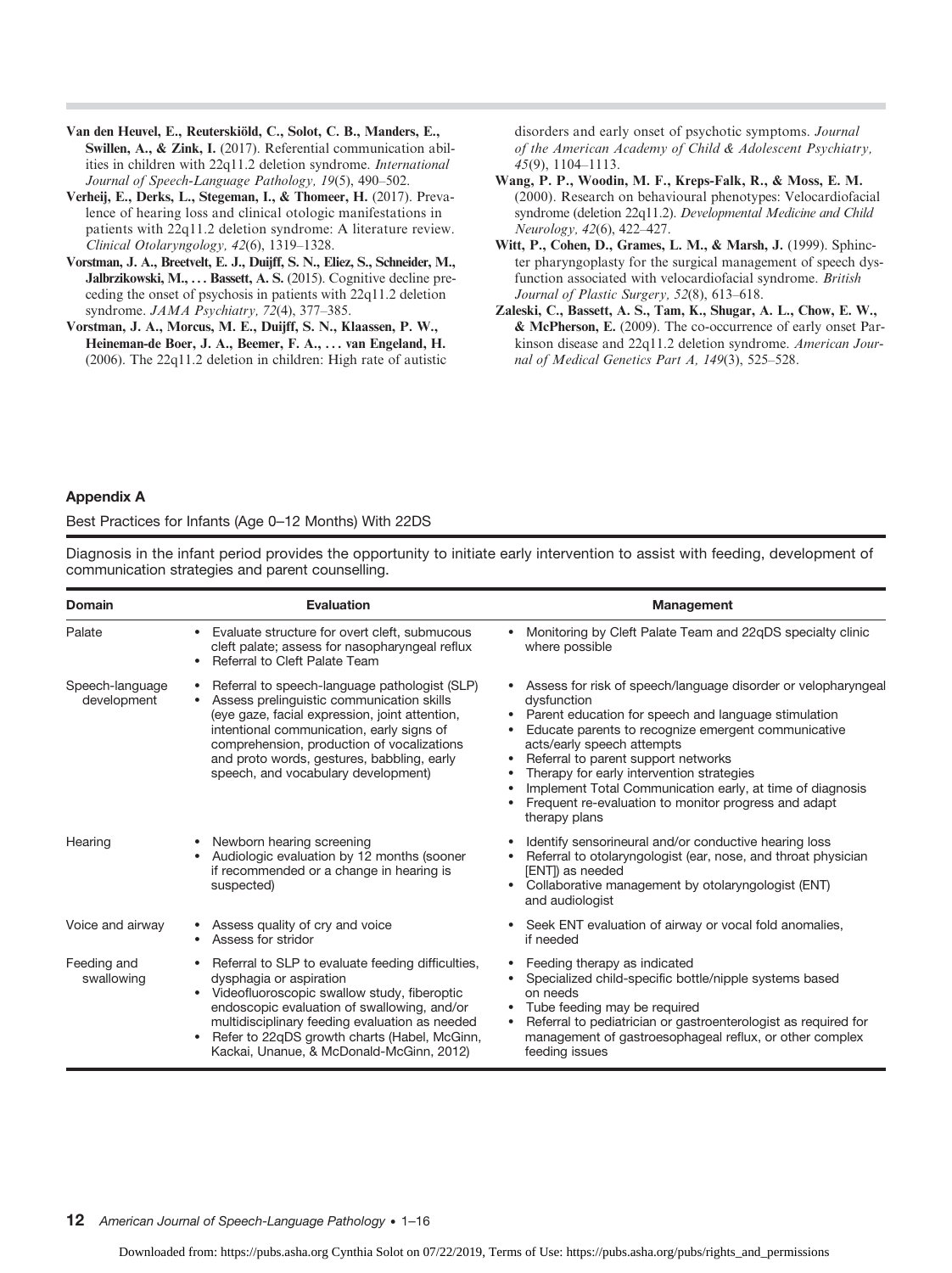Van den Heuvel, E., Reuterskiöld, C., Solot, C. B., Manders, E., Swillen, A., & Zink, I. (2017). Referential communication abilities in children with 22q11.2 deletion syndrome. *International Journal of Speech-Language Pathology, 19*(5), 490–502.

Verheij, E., Derks, L., Stegeman, I., & Thomeer, H. (2017). Prevalence of hearing loss and clinical otologic manifestations in patients with 22q11.2 deletion syndrome: A literature review. *Clinical Otolaryngology, 42*(6), 1319–1328.

Vorstman, J. A., Breetvelt, E. J., Duijff, S. N., Eliez, S., Schneider, M., Jalbrzikowski, M., . . . Bassett, A. S. (2015). Cognitive decline preceding the onset of psychosis in patients with 22q11.2 deletion syndrome. *JAMA Psychiatry, 72*(4), 377–385.

Vorstman, J. A., Morcus, M. E., Duijff, S. N., Klaassen, P. W., Heineman-de Boer, J. A., Beemer, F. A., . . . van Engeland, H. (2006). The 22q11.2 deletion in children: High rate of autistic disorders and early onset of psychotic symptoms. *Journal of the American Academy of Child & Adolescent Psychiatry, 45*(9), 1104–1113.

Wang, P. P., Woodin, M. F., Kreps-Falk, R., & Moss, E. M. (2000). Research on behavioural phenotypes: Velocardiofacial syndrome (deletion 22q11.2). *Developmental Medicine and Child Neurology, 42*(6), 422–427.

Witt, P., Cohen, D., Grames, L. M., & Marsh, J. (1999). Sphincter pharyngoplasty for the surgical management of speech dysfunction associated with velocardiofacial syndrome. *British Journal of Plastic Surgery, 52*(8), 613–618.

Zaleski, C., Bassett, A. S., Tam, K., Shugar, A. L., Chow, E. W., & McPherson, E. (2009). The co-occurrence of early onset Parkinson disease and 22q11.2 deletion syndrome. *American Journal of Medical Genetics Part A, 149*(3), 525–528.

## Appendix A

Best Practices for Infants (Age 0–12 Months) With 22DS

Diagnosis in the infant period provides the opportunity to initiate early intervention to assist with feeding, development of communication strategies and parent counselling.

| Domain | Evaluation | Management |
|---|---|---|
| Palate | • Evaluate structure for overt cleft, submucous cleft palate; assess for nasopharyngeal reflux<br>• Referral to Cleft Palate Team | • Monitoring by Cleft Palate Team and 22qDS specialty clinic where possible |
| Speech-language development | • Referral to speech-language pathologist (SLP)<br>• Assess prelinguistic communication skills (eye gaze, facial expression, joint attention, intentional communication, early signs of comprehension, production of vocalizations and proto words, gestures, babbling, early speech, and vocabulary development) | • Assess for risk of speech/language disorder or velopharyngeal dysfunction<br>• Parent education for speech and language stimulation<br>• Educate parents to recognize emergent communicative acts/early speech attempts<br>• Referral to parent support networks<br>• Therapy for early intervention strategies<br>• Implement Total Communication early, at time of diagnosis<br>• Frequent re-evaluation to monitor progress and adapt therapy plans |
| Hearing | • Newborn hearing screening<br>• Audiologic evaluation by 12 months (sooner if recommended or a change in hearing is suspected) | • Identify sensorineural and/or conductive hearing loss<br>• Referral to otolaryngologist (ear, nose, and throat physician [ENT]) as needed<br>• Collaborative management by otolaryngologist (ENT) and audiologist |
| Voice and airway | • Assess quality of cry and voice<br>• Assess for stridor | • Seek ENT evaluation of airway or vocal fold anomalies, if needed |
| Feeding and swallowing | • Referral to SLP to evaluate feeding difficulties, dysphagia or aspiration<br>• Videofluoroscopic swallow study, fiberoptic endoscopic evaluation of swallowing, and/or multidisciplinary feeding evaluation as needed<br>• Refer to 22qDS growth charts (Habel, McGinn, Kackai, Unanue, & McDonald-McGinn, 2012) | • Feeding therapy as indicated<br>• Specialized child-specific bottle/nipple systems based on needs<br>• Tube feeding may be required<br>• Referral to pediatrician or gastroenterologist as required for management of gastroesophageal reflux, or other complex feeding issues |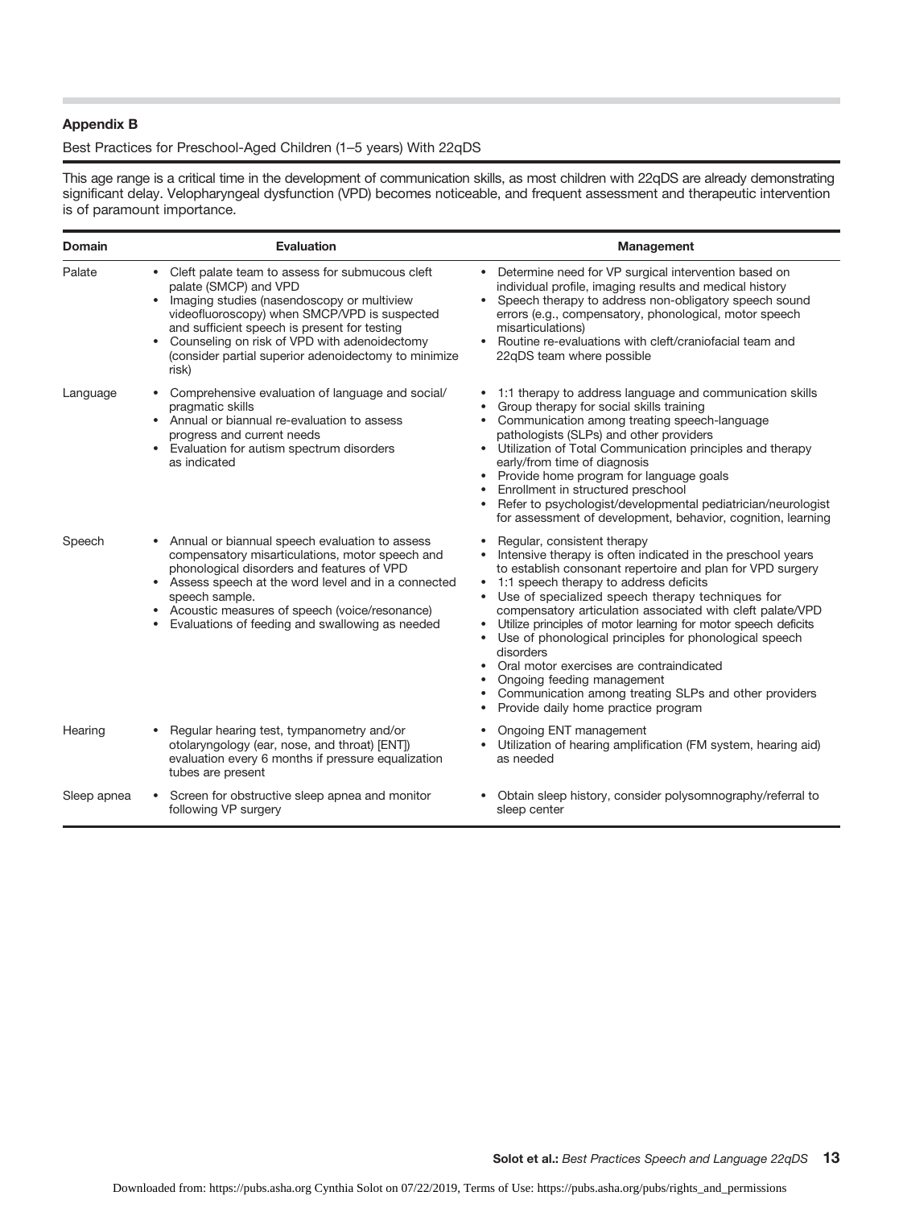### Appendix B

Best Practices for Preschool-Aged Children (1–5 years) With 22qDS

This age range is a critical time in the development of communication skills, as most children with 22qDS are already demonstrating significant delay. Velopharyngeal dysfunction (VPD) becomes noticeable, and frequent assessment and therapeutic intervention is of paramount importance.

| Domain | Evaluation | Management |
|---|---|---|
| Palate | • Cleft palate team to assess for submucous cleft palate (SMCP) and VPD<br>• Imaging studies (nasendoscopy or multiview videofluoroscopy) when SMCP/VPD is suspected and sufficient speech is present for testing<br>• Counseling on risk of VPD with adenoidectomy (consider partial superior adenoidectomy to minimize risk) | • Determine need for VP surgical intervention based on individual profile, imaging results and medical history<br>• Speech therapy to address non-obligatory speech sound errors (e.g., compensatory, phonological, motor speech misarticulations)<br>• Routine re-evaluations with cleft/craniofacial team and 22qDS team where possible |
| Language | • Comprehensive evaluation of language and social/pragmatic skills<br>• Annual or biannual re-evaluation to assess progress and current needs<br>• Evaluation for autism spectrum disorders as indicated | • 1:1 therapy to address language and communication skills<br>• Group therapy for social skills training<br>• Communication among treating speech-language pathologists (SLPs) and other providers<br>• Utilization of Total Communication principles and therapy early/from time of diagnosis<br>• Provide home program for language goals<br>• Enrollment in structured preschool<br>• Refer to psychologist/developmental pediatrician/neurologist for assessment of development, behavior, cognition, learning |
| Speech | • Annual or biannual speech evaluation to assess compensatory misarticulations, motor speech and phonological disorders and features of VPD<br>• Assess speech at the word level and in a connected speech sample.<br>• Acoustic measures of speech (voice/resonance)<br>• Evaluations of feeding and swallowing as needed | • Regular, consistent therapy<br>• Intensive therapy is often indicated in the preschool years to establish consonant repertoire and plan for VPD surgery<br>• 1:1 speech therapy to address deficits<br>• Use of specialized speech therapy techniques for compensatory articulation associated with cleft palate/VPD<br>• Utilize principles of motor learning for motor speech deficits<br>• Use of phonological principles for phonological speech disorders<br>• Oral motor exercises are contraindicated<br>• Ongoing feeding management<br>• Communication among treating SLPs and other providers<br>• Provide daily home practice program |
| Hearing | • Regular hearing test, tympanometry and/or otolaryngology (ear, nose, and throat) [ENT]) evaluation every 6 months if pressure equalization tubes are present | • Ongoing ENT management<br>• Utilization of hearing amplification (FM system, hearing aid) as needed |
| Sleep apnea | • Screen for obstructive sleep apnea and monitor following VP surgery | • Obtain sleep history, consider polysomnography/referral to sleep center |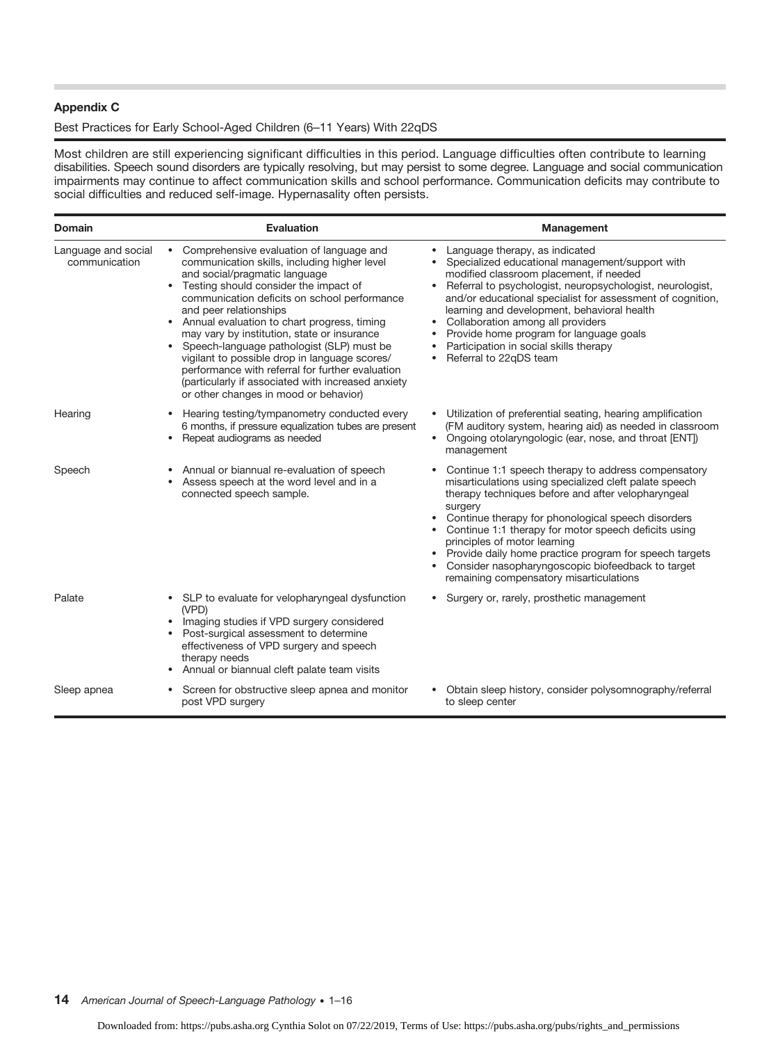### Appendix C

Best Practices for Early School-Aged Children (6–11 Years) With 22qDS

Most children are still experiencing significant difficulties in this period. Language difficulties often contribute to learning disabilities. Speech sound disorders are typically resolving, but may persist to some degree. Language and social communication impairments may continue to affect communication skills and school performance. Communication deficits may contribute to social difficulties and reduced self-image. Hypernasality often persists.

| Domain | Evaluation | Management |
|---|---|---|
| Language and social communication | • Comprehensive evaluation of language and communication skills, including higher level and social/pragmatic language<br>• Testing should consider the impact of communication deficits on school performance and peer relationships<br>• Annual evaluation to chart progress, timing may vary by institution, state or insurance<br>• Speech-language pathologist (SLP) must be vigilant to possible drop in language scores/performance with referral for further evaluation (particularly if associated with increased anxiety or other changes in mood or behavior) | • Language therapy, as indicated<br>• Specialized educational management/support with modified classroom placement, if needed<br>• Referral to psychologist, neuropsychologist, neurologist, and/or educational specialist for assessment of cognition, learning and development, behavioral health<br>• Collaboration among all providers<br>• Provide home program for language goals<br>• Participation in social skills therapy<br>• Referral to 22qDS team |
| Hearing | • Hearing testing/tympanometry conducted every 6 months, if pressure equalization tubes are present<br>• Repeat audiograms as needed | • Utilization of preferential seating, hearing amplification (FM auditory system, hearing aid) as needed in classroom<br>• Ongoing otolaryngologic (ear, nose, and throat [ENT]) management |
| Speech | • Annual or biannual re-evaluation of speech<br>• Assess speech at the word level and in a connected speech sample. | • Continue 1:1 speech therapy to address compensatory misarticulations using specialized cleft palate speech therapy techniques before and after velopharyngeal surgery<br>• Continue therapy for phonological speech disorders<br>• Continue 1:1 therapy for motor speech deficits using principles of motor learning<br>• Provide daily home practice program for speech targets<br>• Consider nasopharyngoscopic biofeedback to target remaining compensatory misarticulations |
| Palate | • SLP to evaluate for velopharyngeal dysfunction (VPD)<br>• Imaging studies if VPD surgery considered<br>• Post-surgical assessment to determine effectiveness of VPD surgery and speech therapy needs<br>• Annual or biannual cleft palate team visits | • Surgery or, rarely, prosthetic management |
| Sleep apnea | • Screen for obstructive sleep apnea and monitor post VPD surgery | • Obtain sleep history, consider polysomnography/referral to sleep center |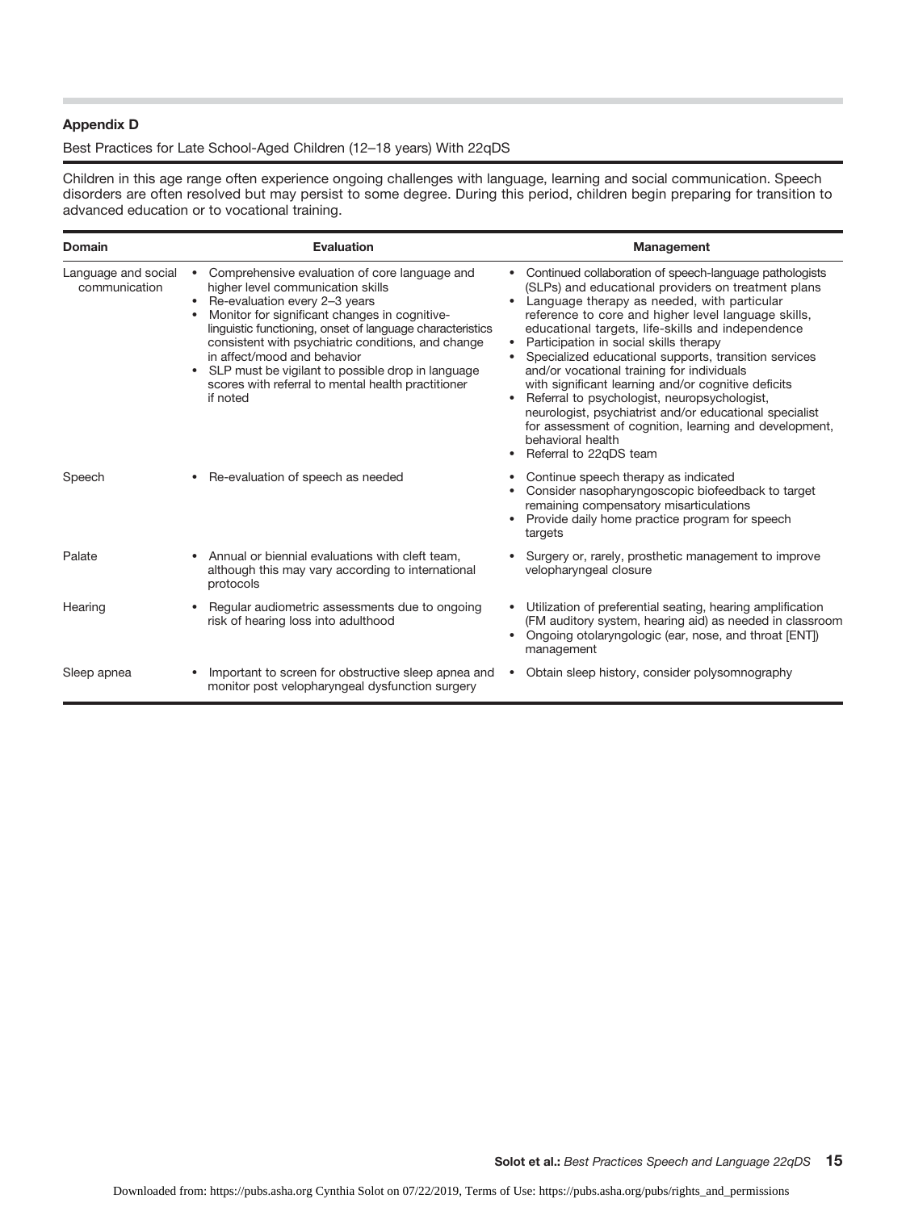### Appendix D

Best Practices for Late School-Aged Children (12–18 years) With 22qDS

Children in this age range often experience ongoing challenges with language, learning and social communication. Speech disorders are often resolved but may persist to some degree. During this period, children begin preparing for transition to advanced education or to vocational training.

| Domain | Evaluation | Management |
|---|---|---|
| Language and social communication | • Comprehensive evaluation of core language and higher level communication skills<br>• Re-evaluation every 2–3 years<br>• Monitor for significant changes in cognitive-linguistic functioning, onset of language characteristics consistent with psychiatric conditions, and change in affect/mood and behavior<br>• SLP must be vigilant to possible drop in language scores with referral to mental health practitioner if noted | • Continued collaboration of speech-language pathologists (SLPs) and educational providers on treatment plans<br>• Language therapy as needed, with particular reference to core and higher level language skills, educational targets, life-skills and independence<br>• Participation in social skills therapy<br>• Specialized educational supports, transition services and/or vocational training for individuals with significant learning and/or cognitive deficits<br>• Referral to psychologist, neuropsychologist, neurologist, psychiatrist and/or educational specialist for assessment of cognition, learning and development, behavioral health<br>• Referral to 22qDS team |
| Speech | • Re-evaluation of speech as needed | • Continue speech therapy as indicated<br>• Consider nasopharyngoscopic biofeedback to target remaining compensatory misarticulations<br>• Provide daily home practice program for speech targets |
| Palate | • Annual or biennial evaluations with cleft team, although this may vary according to international protocols | • Surgery or, rarely, prosthetic management to improve velopharyngeal closure |
| Hearing | • Regular audiometric assessments due to ongoing risk of hearing loss into adulthood | • Utilization of preferential seating, hearing amplification (FM auditory system, hearing aid) as needed in classroom<br>• Ongoing otolaryngologic (ear, nose, and throat [ENT]) management |
| Sleep apnea | • Important to screen for obstructive sleep apnea and monitor post velopharyngeal dysfunction surgery | • Obtain sleep history, consider polysomnography |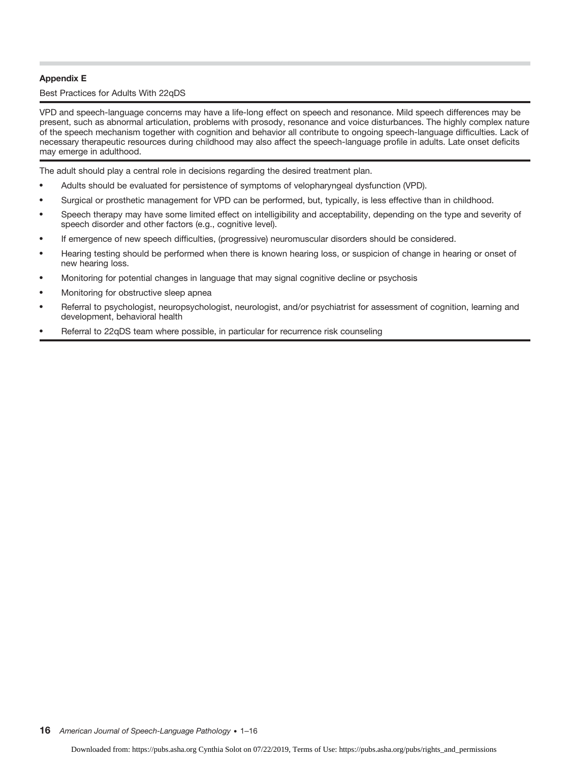**Appendix E**

Best Practices for Adults With 22qDS

VPD and speech-language concerns may have a life-long effect on speech and resonance. Mild speech differences may be present, such as abnormal articulation, problems with prosody, resonance and voice disturbances. The highly complex nature of the speech mechanism together with cognition and behavior all contribute to ongoing speech-language difficulties. Lack of necessary therapeutic resources during childhood may also affect the speech-language profile in adults. Late onset deficits may emerge in adulthood.

The adult should play a central role in decisions regarding the desired treatment plan.

- Adults should be evaluated for persistence of symptoms of velopharyngeal dysfunction (VPD).
- Surgical or prosthetic management for VPD can be performed, but, typically, is less effective than in childhood.
- Speech therapy may have some limited effect on intelligibility and acceptability, depending on the type and severity of speech disorder and other factors (e.g., cognitive level).
- If emergence of new speech difficulties, (progressive) neuromuscular disorders should be considered.
- Hearing testing should be performed when there is known hearing loss, or suspicion of change in hearing or onset of new hearing loss.
- Monitoring for potential changes in language that may signal cognitive decline or psychosis
- Monitoring for obstructive sleep apnea
- Referral to psychologist, neuropsychologist, neurologist, and/or psychiatrist for assessment of cognition, learning and development, behavioral health
- Referral to 22qDS team where possible, in particular for recurrence risk counseling